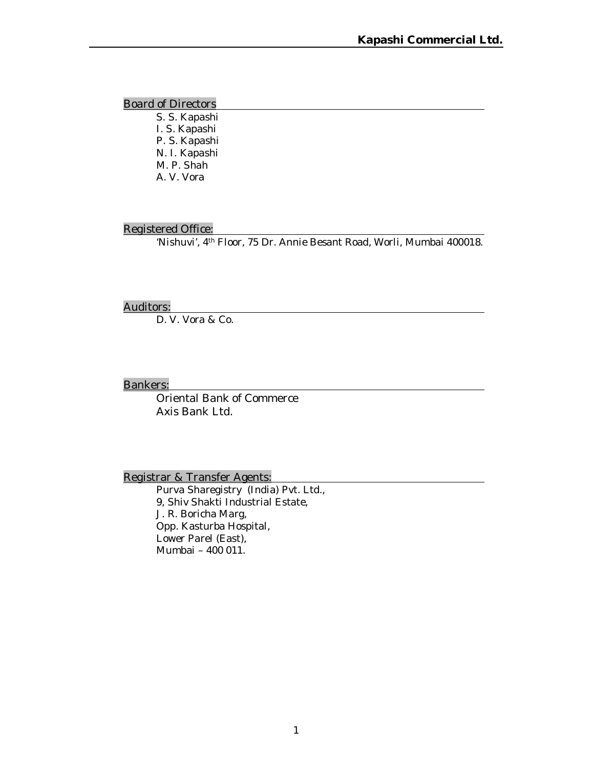## Board of Directors

S. S. Kapashi
I. S. Kapashi
P. S. Kapashi
N. I. Kapashi
M. P. Shah
A. V. Vora

## Registered Office:

'Nishuvi', 4th Floor, 75 Dr. Annie Besant Road, Worli, Mumbai 400018.

## Auditors:

D. V. Vora & Co.

## Bankers:

Oriental Bank of Commerce
Axis Bank Ltd.

## Registrar & Transfer Agents:

Purva Sharegistry (India) Pvt. Ltd.,
9, Shiv Shakti Industrial Estate,
J. R. Boricha Marg,
Opp. Kasturba Hospital,
Lower Parel (East),
Mumbai – 400 011.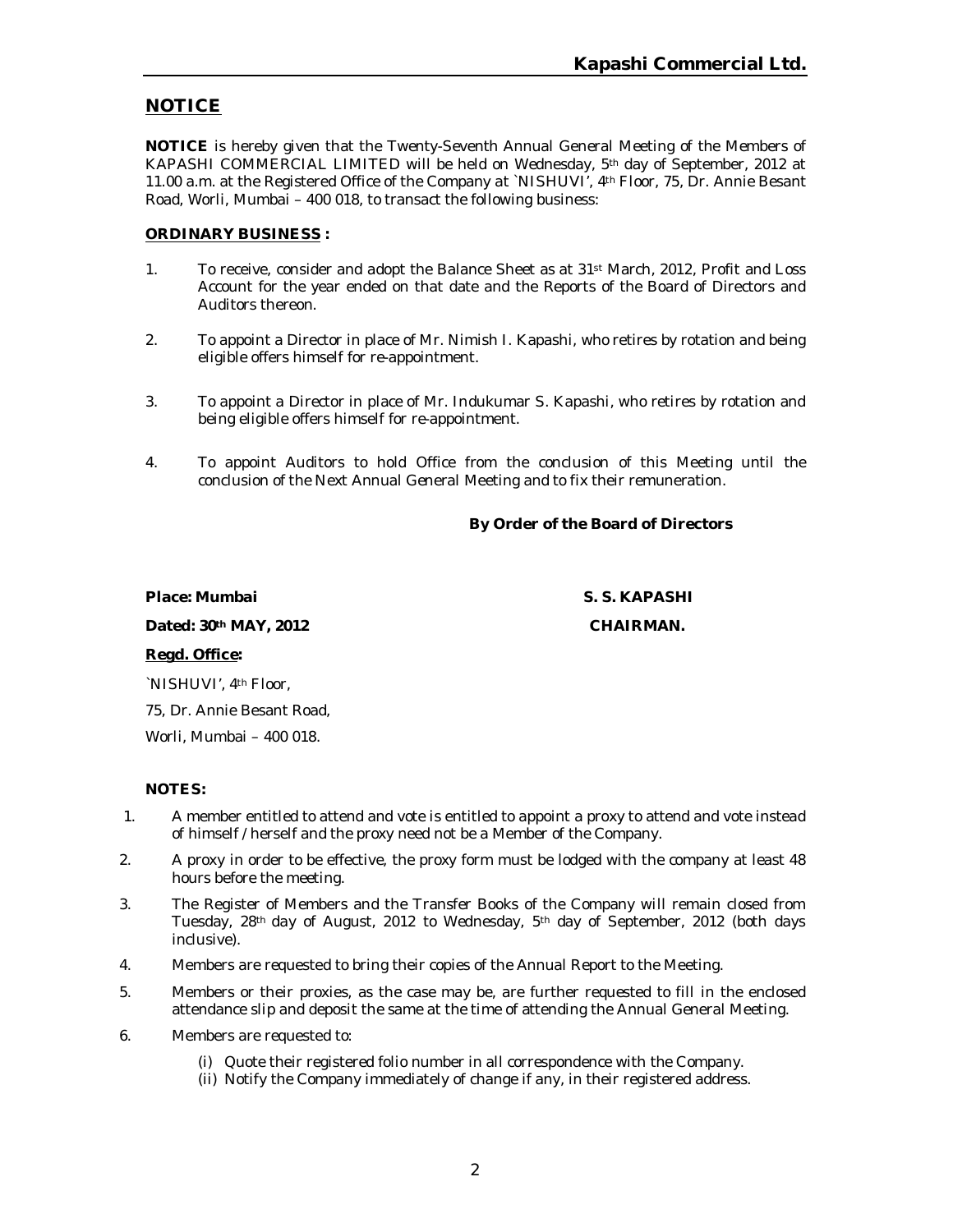## NOTICE

**NOTICE** is hereby given that the Twenty-Seventh Annual General Meeting of the Members of KAPASHI COMMERCIAL LIMITED will be held on Wednesday, 5th day of September, 2012 at 11.00 a.m. at the Registered Office of the Company at `NISHUVI', 4th Floor, 75, Dr. Annie Besant Road, Worli, Mumbai – 400 018, to transact the following business:

**ORDINARY BUSINESS :**

1. To receive, consider and adopt the Balance Sheet as at 31st March, 2012, Profit and Loss Account for the year ended on that date and the Reports of the Board of Directors and Auditors thereon.
2. To appoint a Director in place of Mr. Nimish I. Kapashi, who retires by rotation and being eligible offers himself for re-appointment.
3. To appoint a Director in place of Mr. Indukumar S. Kapashi, who retires by rotation and being eligible offers himself for re-appointment.
4. To appoint Auditors to hold Office from the conclusion of this Meeting until the conclusion of the Next Annual General Meeting and to fix their remuneration.

**By Order of the Board of Directors**

**Place: Mumbai** **S. S. KAPASHI**

**Dated: 30th MAY, 2012** **CHAIRMAN.**

**Regd. Office:**

`NISHUVI', 4th Floor,

75, Dr. Annie Besant Road,

Worli, Mumbai – 400 018.

**NOTES:**

1. A member entitled to attend and vote is entitled to appoint a proxy to attend and vote instead of himself / herself and the proxy need not be a Member of the Company.
2. A proxy in order to be effective, the proxy form must be lodged with the company at least 48 hours before the meeting.
3. The Register of Members and the Transfer Books of the Company will remain closed from Tuesday, 28th day of August, 2012 to Wednesday, 5th day of September, 2012 (both days inclusive).
4. Members are requested to bring their copies of the Annual Report to the Meeting.
5. Members or their proxies, as the case may be, are further requested to fill in the enclosed attendance slip and deposit the same at the time of attending the Annual General Meeting.
6. Members are requested to:
   (i) Quote their registered folio number in all correspondence with the Company.
   (ii) Notify the Company immediately of change if any, in their registered address.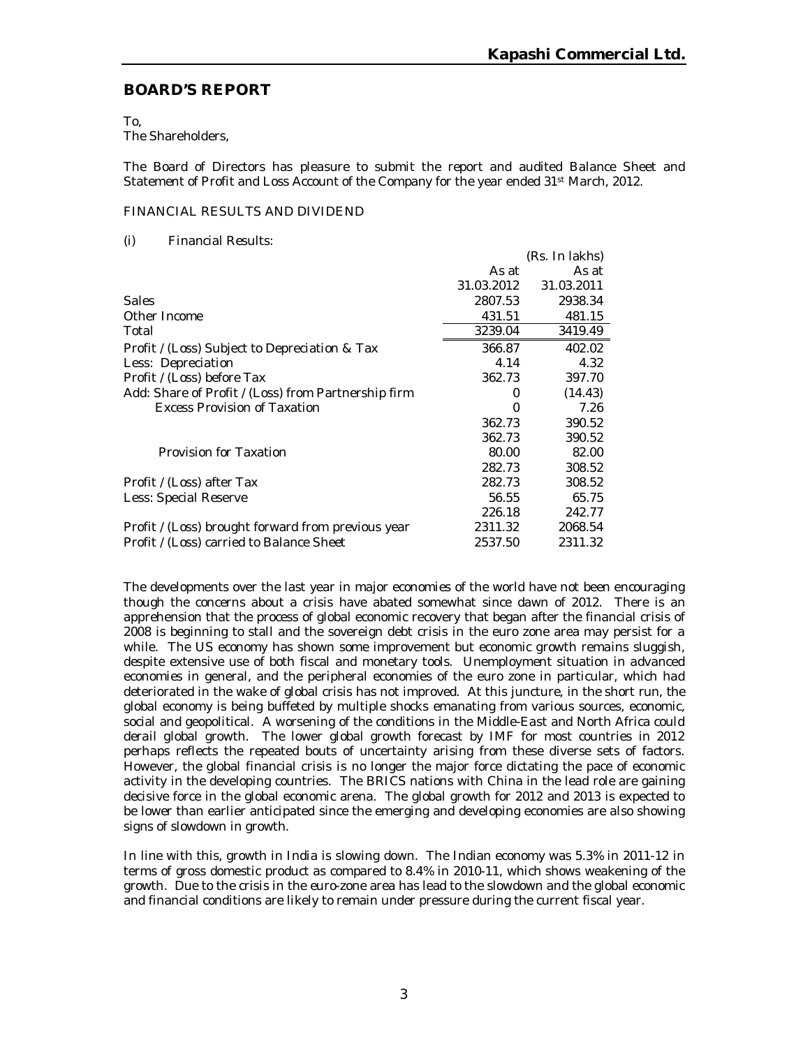## BOARD'S REPORT

To,
The Shareholders,

The Board of Directors has pleasure to submit the report and audited Balance Sheet and Statement of Profit and Loss Account of the Company for the year ended 31st March, 2012.

FINANCIAL RESULTS AND DIVIDEND

(i) Financial Results:

| | As at 31.03.2012 | As at 31.03.2011 |
|---|---|---|
| | | (Rs. In lakhs) |
| Sales | 2807.53 | 2938.34 |
| Other Income | 431.51 | 481.15 |
| Total | 3239.04 | 3419.49 |
| Profit / (Loss) Subject to Depreciation & Tax | 366.87 | 402.02 |
| Less: Depreciation | 4.14 | 4.32 |
| Profit / (Loss) before Tax | 362.73 | 397.70 |
| Add: Share of Profit / (Loss) from Partnership firm | 0 | (14.43) |
| Excess Provision of Taxation | 0 | 7.26 |
| | 362.73 | 390.52 |
| | 362.73 | 390.52 |
| Provision for Taxation | 80.00 | 82.00 |
| | 282.73 | 308.52 |
| Profit / (Loss) after Tax | 282.73 | 308.52 |
| Less: Special Reserve | 56.55 | 65.75 |
| | 226.18 | 242.77 |
| Profit / (Loss) brought forward from previous year | 2311.32 | 2068.54 |
| Profit / (Loss) carried to Balance Sheet | 2537.50 | 2311.32 |

The developments over the last year in major economies of the world have not been encouraging though the concerns about a crisis have abated somewhat since dawn of 2012. There is an apprehension that the process of global economic recovery that began after the financial crisis of 2008 is beginning to stall and the sovereign debt crisis in the euro zone area may persist for a while. The US economy has shown some improvement but economic growth remains sluggish, despite extensive use of both fiscal and monetary tools. Unemployment situation in advanced economies in general, and the peripheral economies of the euro zone in particular, which had deteriorated in the wake of global crisis has not improved. At this juncture, in the short run, the global economy is being buffeted by multiple shocks emanating from various sources, economic, social and geopolitical. A worsening of the conditions in the Middle-East and North Africa could derail global growth. The lower global growth forecast by IMF for most countries in 2012 perhaps reflects the repeated bouts of uncertainty arising from these diverse sets of factors. However, the global financial crisis is no longer the major force dictating the pace of economic activity in the developing countries. The BRICS nations with China in the lead role are gaining decisive force in the global economic arena. The global growth for 2012 and 2013 is expected to be lower than earlier anticipated since the emerging and developing economies are also showing signs of slowdown in growth.

In line with this, growth in India is slowing down. The Indian economy was 5.3% in 2011-12 in terms of gross domestic product as compared to 8.4% in 2010-11, which shows weakening of the growth. Due to the crisis in the euro-zone area has lead to the slowdown and the global economic and financial conditions are likely to remain under pressure during the current fiscal year.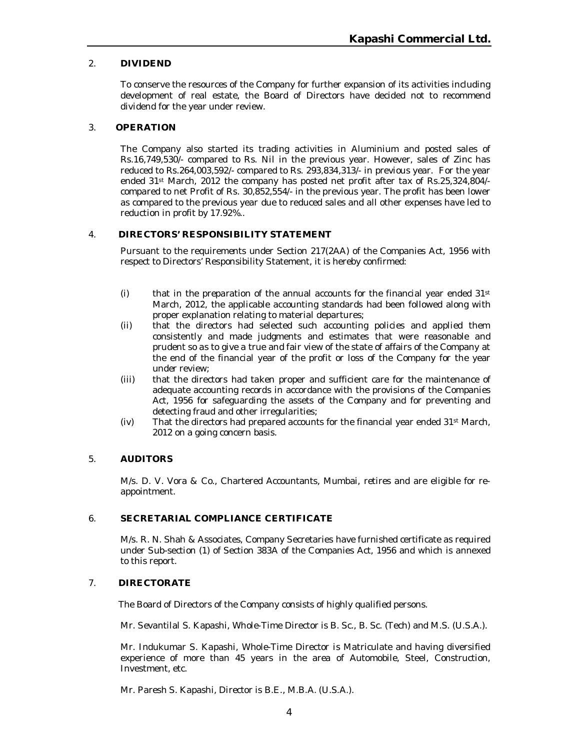## 2. DIVIDEND

To conserve the resources of the Company for further expansion of its activities including development of real estate, the Board of Directors have decided not to recommend dividend for the year under review.

## 3. OPERATION

The Company also started its trading activities in Aluminium and posted sales of Rs.16,749,530/- compared to Rs. Nil in the previous year. However, sales of Zinc has reduced to Rs.264,003,592/- compared to Rs. 293,834,313/- in previous year. For the year ended 31st March, 2012 the company has posted net profit after tax of Rs.25,324,804/- compared to net Profit of Rs. 30,852,554/- in the previous year. The profit has been lower as compared to the previous year due to reduced sales and all other expenses have led to reduction in profit by 17.92%..

## 4. DIRECTORS' RESPONSIBILITY STATEMENT

Pursuant to the requirements under Section 217(2AA) of the Companies Act, 1956 with respect to Directors' Responsibility Statement, it is hereby confirmed:

(i) that in the preparation of the annual accounts for the financial year ended 31st March, 2012, the applicable accounting standards had been followed along with proper explanation relating to material departures;

(ii) that the directors had selected such accounting policies and applied them consistently and made judgments and estimates that were reasonable and prudent so as to give a true and fair view of the state of affairs of the Company at the end of the financial year of the profit or loss of the Company for the year under review;

(iii) that the directors had taken proper and sufficient care for the maintenance of adequate accounting records in accordance with the provisions of the Companies Act, 1956 for safeguarding the assets of the Company and for preventing and detecting fraud and other irregularities;

(iv) That the directors had prepared accounts for the financial year ended 31st March, 2012 on a going concern basis.

## 5. AUDITORS

M/s. D. V. Vora & Co., Chartered Accountants, Mumbai, retires and are eligible for re-appointment.

## 6. SECRETARIAL COMPLIANCE CERTIFICATE

M/s. R. N. Shah & Associates, Company Secretaries have furnished certificate as required under Sub-section (1) of Section 383A of the Companies Act, 1956 and which is annexed to this report.

## 7. DIRECTORATE

The Board of Directors of the Company consists of highly qualified persons.

Mr. Sevantilal S. Kapashi, Whole-Time Director is B. Sc., B. Sc. (Tech) and M.S. (U.S.A.).

Mr. Indukumar S. Kapashi, Whole-Time Director is Matriculate and having diversified experience of more than 45 years in the area of Automobile, Steel, Construction, Investment, etc.

Mr. Paresh S. Kapashi, Director is B.E., M.B.A. (U.S.A.).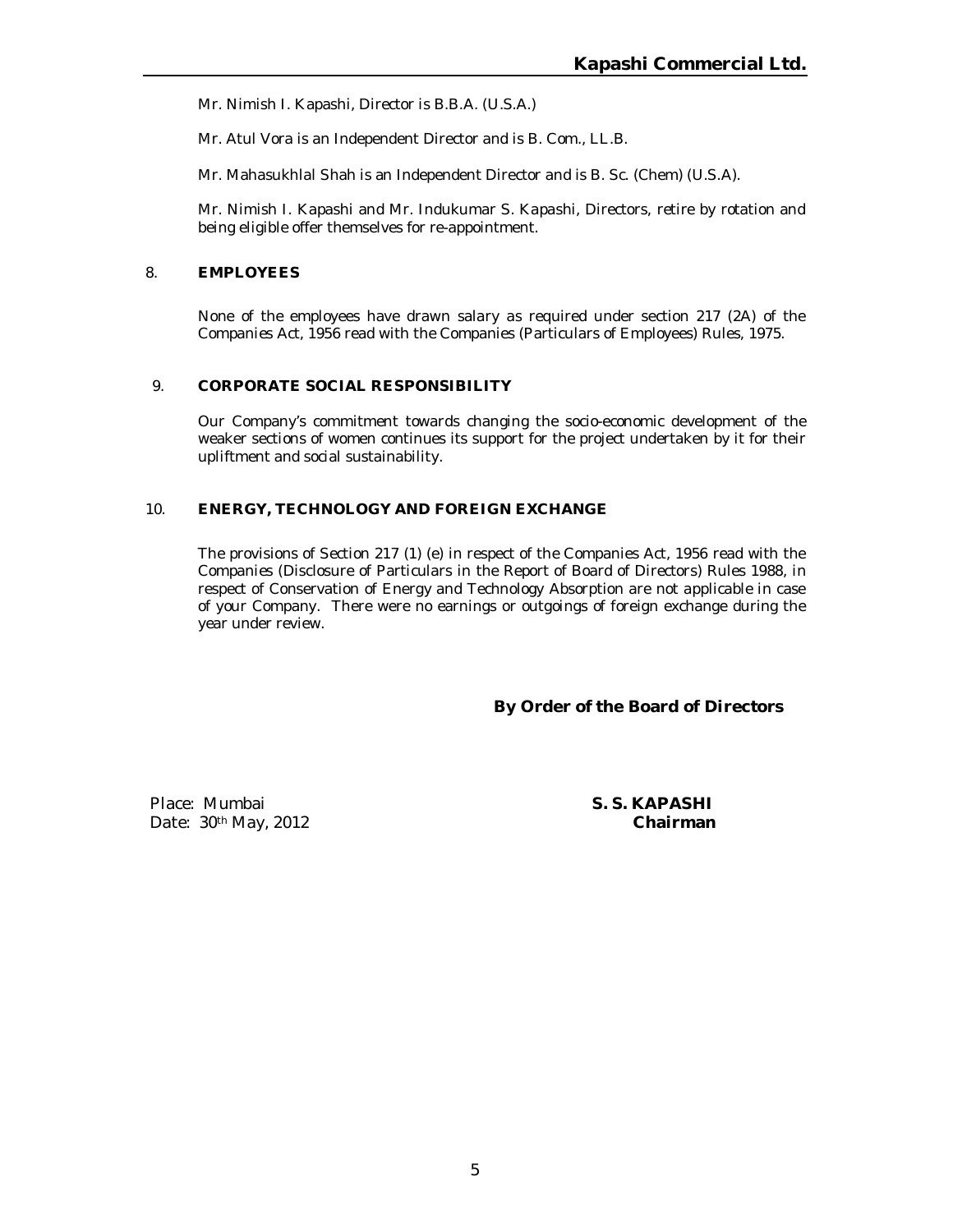Mr. Nimish I. Kapashi, Director is B.B.A. (U.S.A.)

Mr. Atul Vora is an Independent Director and is B. Com., LL.B.

Mr. Mahasukhlal Shah is an Independent Director and is B. Sc. (Chem) (U.S.A).

Mr. Nimish I. Kapashi and Mr. Indukumar S. Kapashi, Directors, retire by rotation and being eligible offer themselves for re-appointment.

## 8. EMPLOYEES

None of the employees have drawn salary as required under section 217 (2A) of the Companies Act, 1956 read with the Companies (Particulars of Employees) Rules, 1975.

## 9. CORPORATE SOCIAL RESPONSIBILITY

Our Company's commitment towards changing the socio-economic development of the weaker sections of women continues its support for the project undertaken by it for their upliftment and social sustainability.

## 10. ENERGY, TECHNOLOGY AND FOREIGN EXCHANGE

The provisions of Section 217 (1) (e) in respect of the Companies Act, 1956 read with the Companies (Disclosure of Particulars in the Report of Board of Directors) Rules 1988, in respect of Conservation of Energy and Technology Absorption are not applicable in case of your Company. There were no earnings or outgoings of foreign exchange during the year under review.

**By Order of the Board of Directors**

Place: Mumbai
Date: 30th May, 2012

**S. S. KAPASHI**
**Chairman**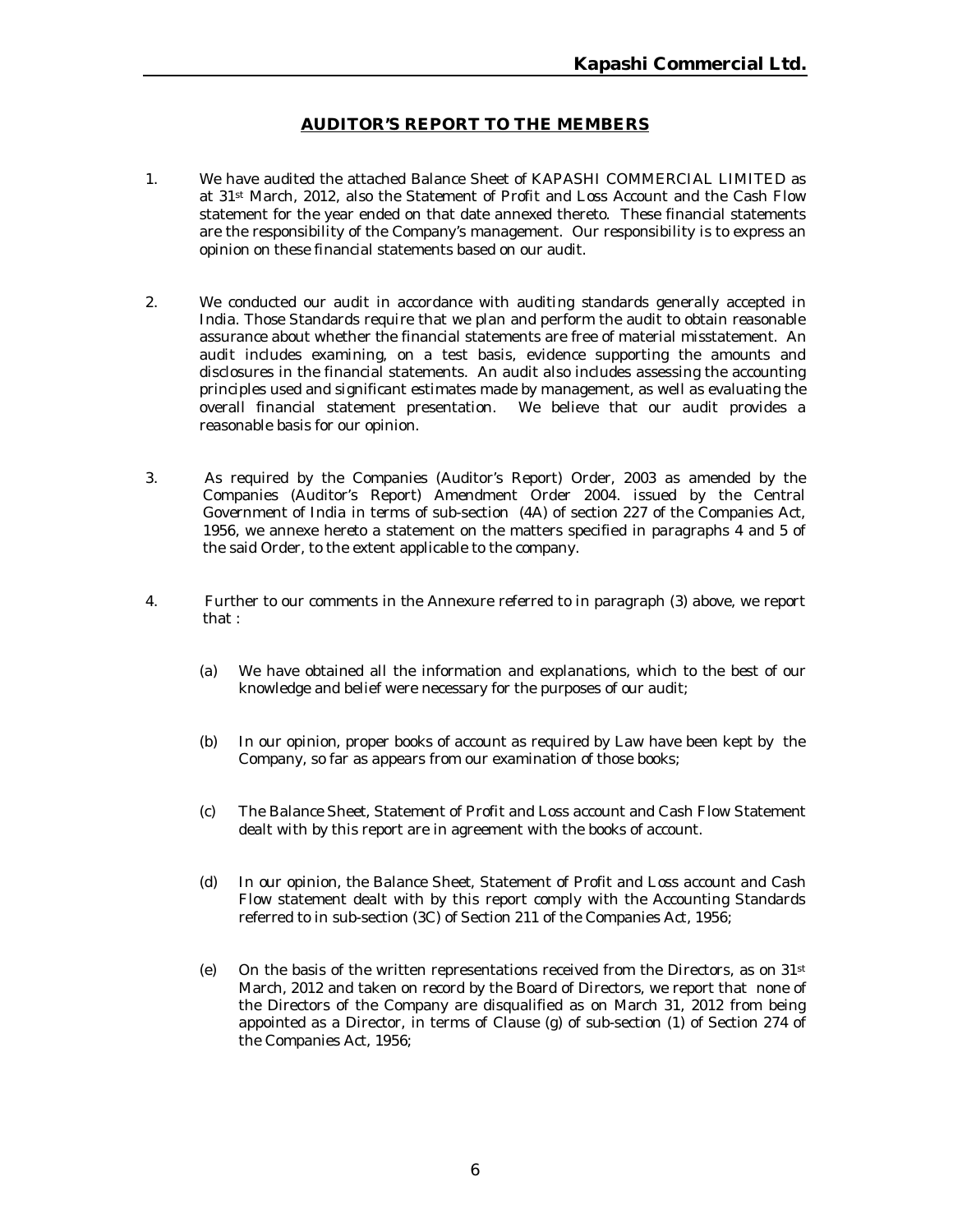## AUDITOR'S REPORT TO THE MEMBERS

1. We have audited the attached Balance Sheet of KAPASHI COMMERCIAL LIMITED as at 31st March, 2012, also the Statement of Profit and Loss Account and the Cash Flow statement for the year ended on that date annexed thereto. These financial statements are the responsibility of the Company's management. Our responsibility is to express an opinion on these financial statements based on our audit.

2. We conducted our audit in accordance with auditing standards generally accepted in India. Those Standards require that we plan and perform the audit to obtain reasonable assurance about whether the financial statements are free of material misstatement. An audit includes examining, on a test basis, evidence supporting the amounts and disclosures in the financial statements. An audit also includes assessing the accounting principles used and significant estimates made by management, as well as evaluating the overall financial statement presentation. We believe that our audit provides a reasonable basis for our opinion.

3. As required by the Companies (Auditor's Report) Order, 2003 as amended by the Companies (Auditor's Report) Amendment Order 2004. issued by the Central Government of India in terms of sub-section (4A) of section 227 of the Companies Act, 1956, we annexe hereto a statement on the matters specified in paragraphs 4 and 5 of the said Order, to the extent applicable to the company.

4. Further to our comments in the Annexure referred to in paragraph (3) above, we report that :

   (a) We have obtained all the information and explanations, which to the best of our knowledge and belief were necessary for the purposes of our audit;

   (b) In our opinion, proper books of account as required by Law have been kept by the Company, so far as appears from our examination of those books;

   (c) The Balance Sheet, Statement of Profit and Loss account and Cash Flow Statement dealt with by this report are in agreement with the books of account.

   (d) In our opinion, the Balance Sheet, Statement of Profit and Loss account and Cash Flow statement dealt with by this report comply with the Accounting Standards referred to in sub-section (3C) of Section 211 of the Companies Act, 1956;

   (e) On the basis of the written representations received from the Directors, as on 31st March, 2012 and taken on record by the Board of Directors, we report that none of the Directors of the Company are disqualified as on March 31, 2012 from being appointed as a Director, in terms of Clause (g) of sub-section (1) of Section 274 of the Companies Act, 1956;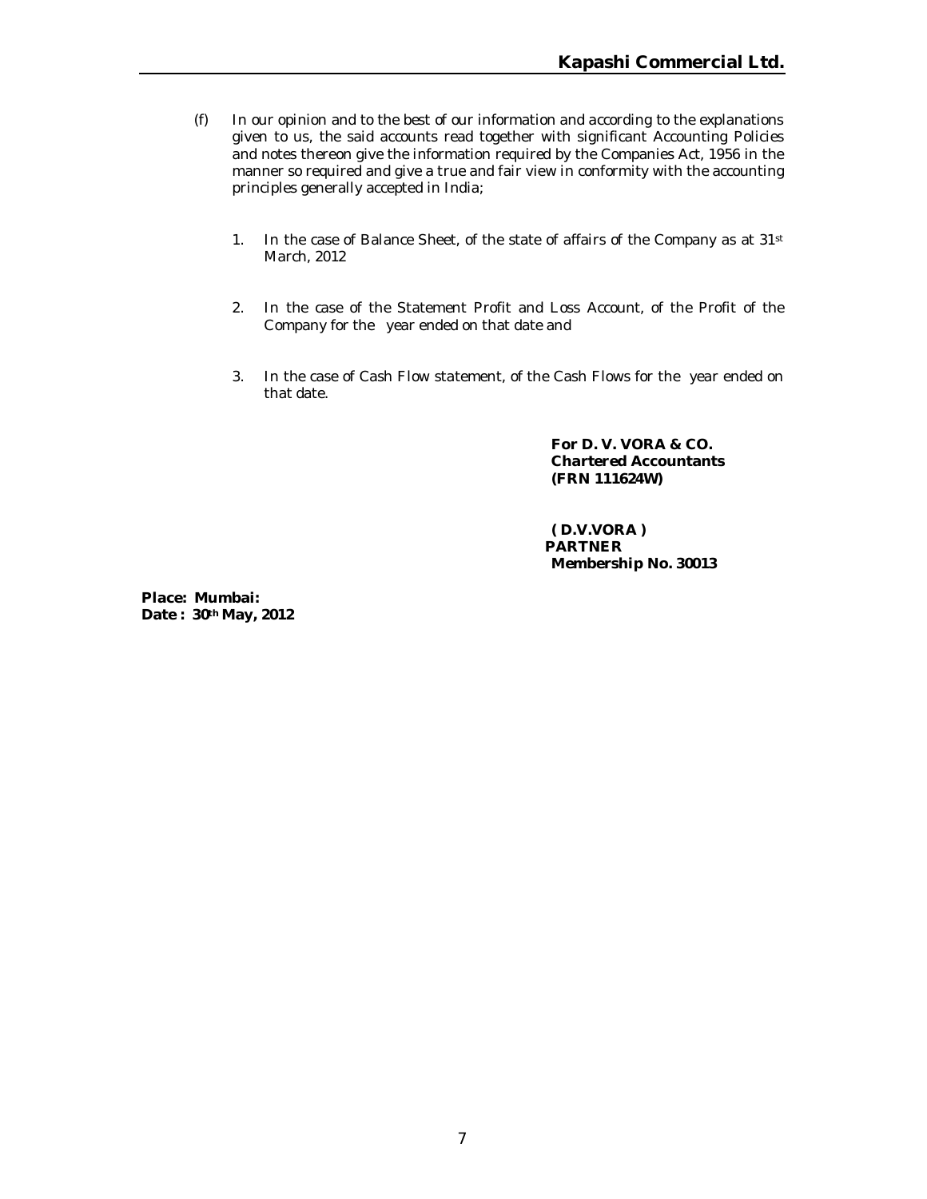(f) In our opinion and to the best of our information and according to the explanations given to us, the said accounts read together with significant Accounting Policies and notes thereon give the information required by the Companies Act, 1956 in the manner so required and give a true and fair view in conformity with the accounting principles generally accepted in India;

1. In the case of Balance Sheet, of the state of affairs of the Company as at 31st March, 2012

2. In the case of the Statement Profit and Loss Account, of the Profit of the Company for the year ended on that date and

3. In the case of Cash Flow statement, of the Cash Flows for the year ended on that date.

**For D. V. VORA & CO.**
**Chartered Accountants**
**(FRN 111624W)**

**( D.V.VORA )**
**PARTNER**
**Membership No. 30013**

**Place: Mumbai:**
**Date : 30th May, 2012**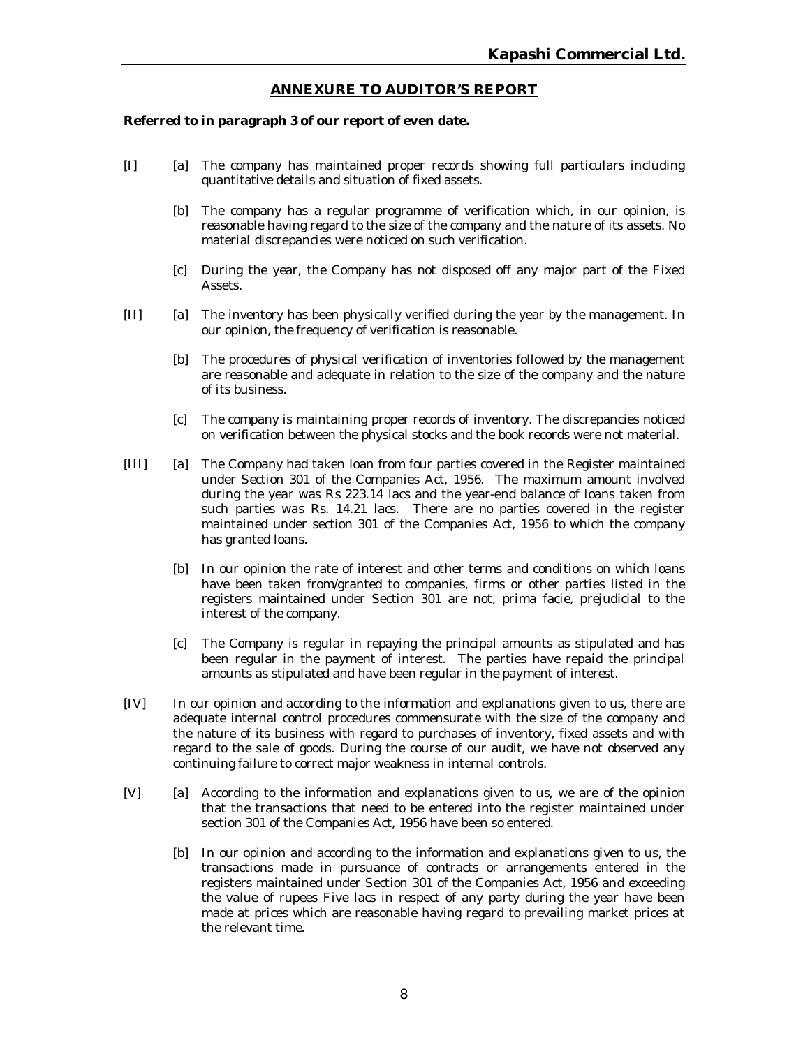## ANNEXURE TO AUDITOR'S REPORT

**Referred to in paragraph 3 of our report of even date.**

[I] [a] The company has maintained proper records showing full particulars including quantitative details and situation of fixed assets.

[b] The company has a regular programme of verification which, in our opinion, is reasonable having regard to the size of the company and the nature of its assets. No material discrepancies were noticed on such verification.

[c] During the year, the Company has not disposed off any major part of the Fixed Assets.

[II] [a] The inventory has been physically verified during the year by the management. In our opinion, the frequency of verification is reasonable.

[b] The procedures of physical verification of inventories followed by the management are reasonable and adequate in relation to the size of the company and the nature of its business.

[c] The company is maintaining proper records of inventory. The discrepancies noticed on verification between the physical stocks and the book records were not material.

[III] [a] The Company had taken loan from four parties covered in the Register maintained under Section 301 of the Companies Act, 1956. The maximum amount involved during the year was Rs 223.14 lacs and the year-end balance of loans taken from such parties was Rs. 14.21 lacs. There are no parties covered in the register maintained under section 301 of the Companies Act, 1956 to which the company has granted loans.

[b] In our opinion the rate of interest and other terms and conditions on which loans have been taken from/granted to companies, firms or other parties listed in the registers maintained under Section 301 are not, prima facie, prejudicial to the interest of the company.

[c] The Company is regular in repaying the principal amounts as stipulated and has been regular in the payment of interest. The parties have repaid the principal amounts as stipulated and have been regular in the payment of interest.

[IV] In our opinion and according to the information and explanations given to us, there are adequate internal control procedures commensurate with the size of the company and the nature of its business with regard to purchases of inventory, fixed assets and with regard to the sale of goods. During the course of our audit, we have not observed any continuing failure to correct major weakness in internal controls.

[V] [a] According to the information and explanations given to us, we are of the opinion that the transactions that need to be entered into the register maintained under section 301 of the Companies Act, 1956 have been so entered.

[b] In our opinion and according to the information and explanations given to us, the transactions made in pursuance of contracts or arrangements entered in the registers maintained under Section 301 of the Companies Act, 1956 and exceeding the value of rupees Five lacs in respect of any party during the year have been made at prices which are reasonable having regard to prevailing market prices at the relevant time.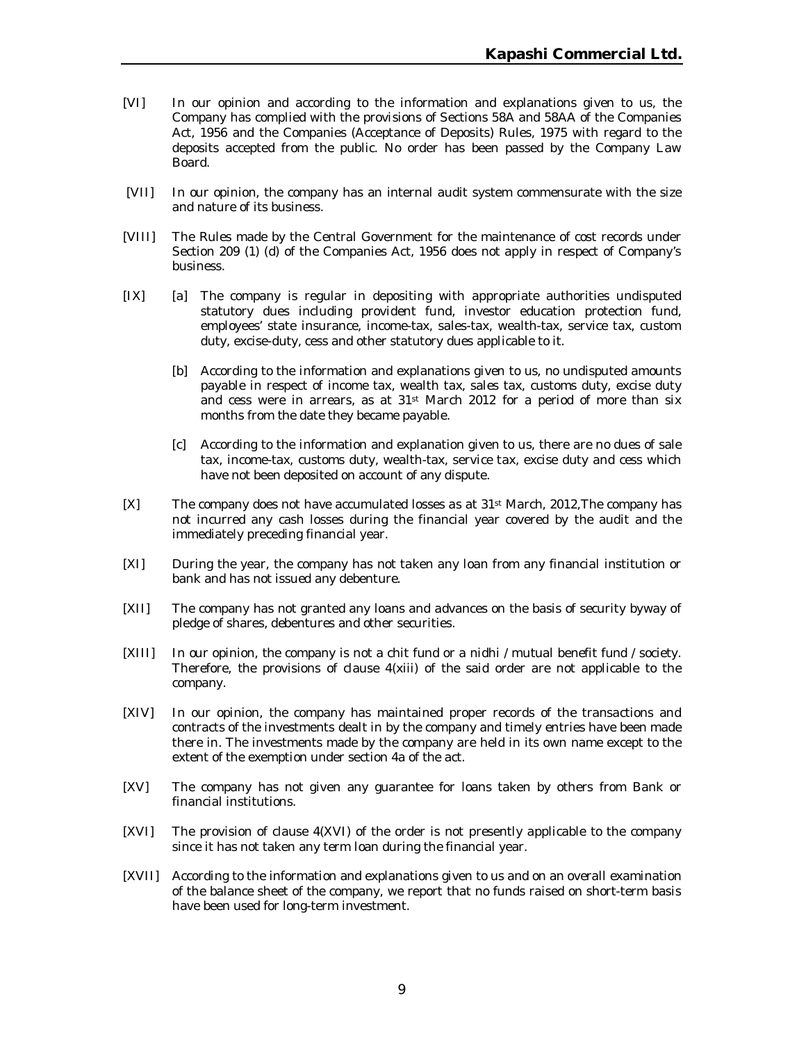[VI] In our opinion and according to the information and explanations given to us, the Company has complied with the provisions of Sections 58A and 58AA of the Companies Act, 1956 and the Companies (Acceptance of Deposits) Rules, 1975 with regard to the deposits accepted from the public. No order has been passed by the Company Law Board.

[VII] In our opinion, the company has an internal audit system commensurate with the size and nature of its business.

[VIII] The Rules made by the Central Government for the maintenance of cost records under Section 209 (1) (d) of the Companies Act, 1956 does not apply in respect of Company's business.

[IX] [a] The company is regular in depositing with appropriate authorities undisputed statutory dues including provident fund, investor education protection fund, employees' state insurance, income-tax, sales-tax, wealth-tax, service tax, custom duty, excise-duty, cess and other statutory dues applicable to it.

[b] According to the information and explanations given to us, no undisputed amounts payable in respect of income tax, wealth tax, sales tax, customs duty, excise duty and cess were in arrears, as at 31st March 2012 for a period of more than six months from the date they became payable.

[c] According to the information and explanation given to us, there are no dues of sale tax, income-tax, customs duty, wealth-tax, service tax, excise duty and cess which have not been deposited on account of any dispute.

[X] The company does not have accumulated losses as at 31st March, 2012,The company has not incurred any cash losses during the financial year covered by the audit and the immediately preceding financial year.

[XI] During the year, the company has not taken any loan from any financial institution or bank and has not issued any debenture.

[XII] The company has not granted any loans and advances on the basis of security byway of pledge of shares, debentures and other securities.

[XIII] In our opinion, the company is not a chit fund or a nidhi / mutual benefit fund / society. Therefore, the provisions of clause 4(xiii) of the said order are not applicable to the company.

[XIV] In our opinion, the company has maintained proper records of the transactions and contracts of the investments dealt in by the company and timely entries have been made there in. The investments made by the company are held in its own name except to the extent of the exemption under section 4a of the act.

[XV] The company has not given any guarantee for loans taken by others from Bank or financial institutions.

[XVI] The provision of clause 4(XVI) of the order is not presently applicable to the company since it has not taken any term loan during the financial year.

[XVII] According to the information and explanations given to us and on an overall examination of the balance sheet of the company, we report that no funds raised on short-term basis have been used for long-term investment.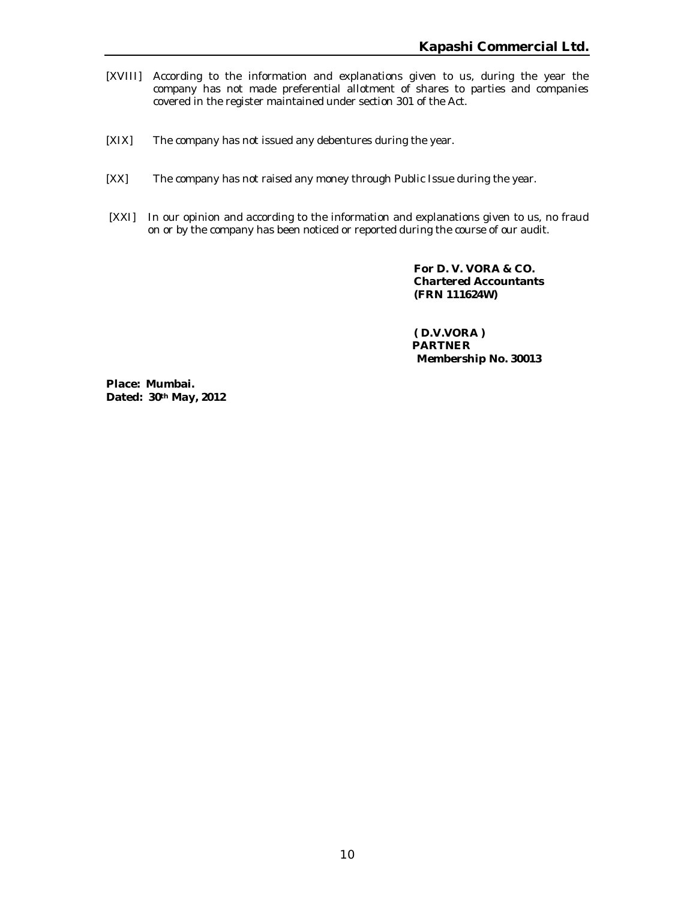[XVIII] According to the information and explanations given to us, during the year the company has not made preferential allotment of shares to parties and companies covered in the register maintained under section 301 of the Act.

[XIX] The company has not issued any debentures during the year.

[XX] The company has not raised any money through Public Issue during the year.

[XXI] In our opinion and according to the information and explanations given to us, no fraud on or by the company has been noticed or reported during the course of our audit.

**For D. V. VORA & CO.**
**Chartered Accountants**
**(FRN 111624W)**

**( D.V.VORA )**
**PARTNER**
**Membership No. 30013**

**Place: Mumbai.**
**Dated: 30th May, 2012**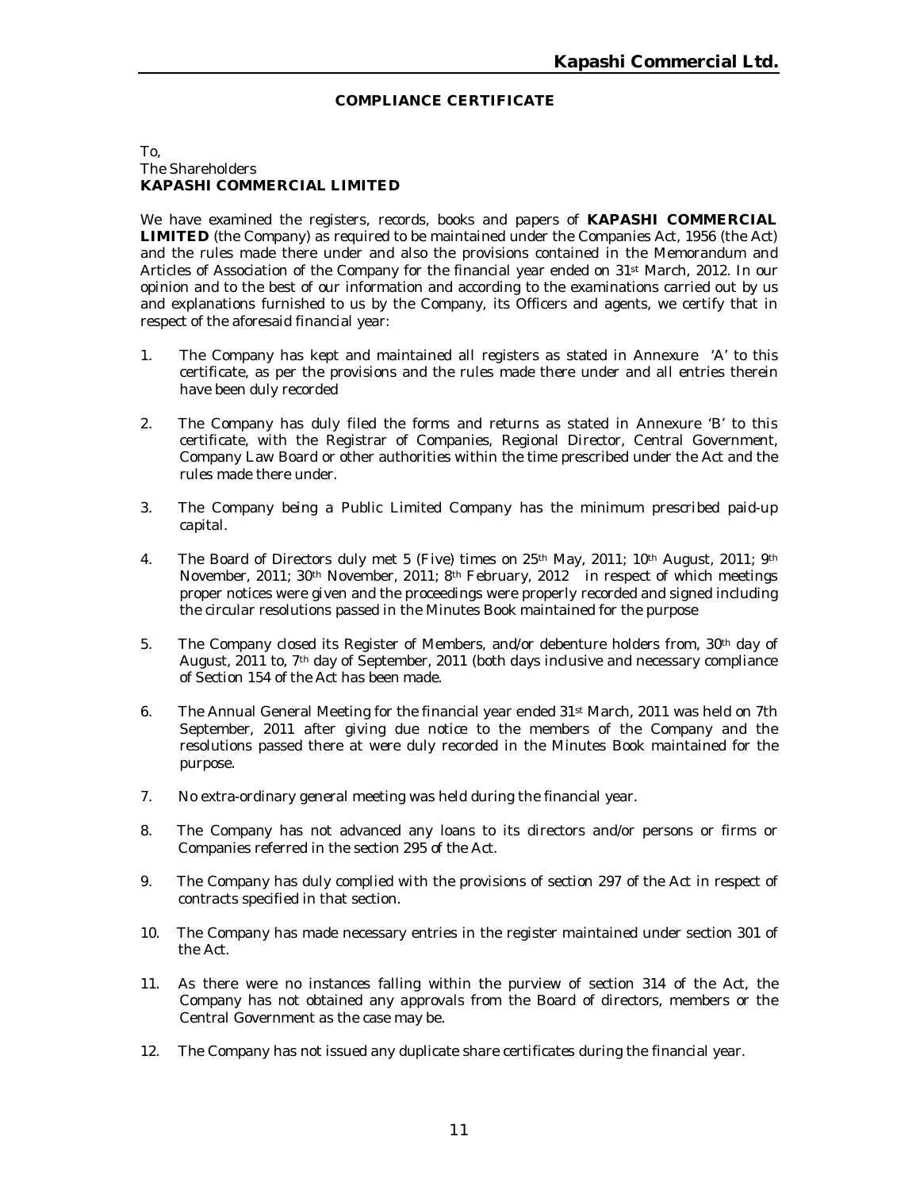## COMPLIANCE CERTIFICATE

To,
The Shareholders
**KAPASHI COMMERCIAL LIMITED**

We have examined the registers, records, books and papers of **KAPASHI COMMERCIAL LIMITED** (the Company) as required to be maintained under the Companies Act, 1956 (the Act) and the rules made there under and also the provisions contained in the Memorandum and Articles of Association of the Company for the financial year ended on 31st March, 2012. In our opinion and to the best of our information and according to the examinations carried out by us and explanations furnished to us by the Company, its Officers and agents, we certify that in respect of the aforesaid financial year:

1. The Company has kept and maintained all registers as stated in Annexure 'A' to this certificate, as per the provisions and the rules made there under and all entries therein have been duly recorded

2. The Company has duly filed the forms and returns as stated in Annexure 'B' to this certificate, with the Registrar of Companies, Regional Director, Central Government, Company Law Board or other authorities within the time prescribed under the Act and the rules made there under.

3. The Company being a Public Limited Company has the minimum prescribed paid-up capital.

4. The Board of Directors duly met 5 (Five) times on 25th May, 2011; 10th August, 2011; 9th November, 2011; 30th November, 2011; 8th February, 2012 in respect of which meetings proper notices were given and the proceedings were properly recorded and signed including the circular resolutions passed in the Minutes Book maintained for the purpose

5. The Company closed its Register of Members, and/or debenture holders from, 30th day of August, 2011 to, 7th day of September, 2011 (both days inclusive and necessary compliance of Section 154 of the Act has been made.

6. The Annual General Meeting for the financial year ended 31st March, 2011 was held on 7th September, 2011 after giving due notice to the members of the Company and the resolutions passed there at were duly recorded in the Minutes Book maintained for the purpose.

7. No extra-ordinary general meeting was held during the financial year.

8. The Company has not advanced any loans to its directors and/or persons or firms or Companies referred in the section 295 of the Act.

9. The Company has duly complied with the provisions of section 297 of the Act in respect of contracts specified in that section.

10. The Company has made necessary entries in the register maintained under section 301 of the Act.

11. As there were no instances falling within the purview of section 314 of the Act, the Company has not obtained any approvals from the Board of directors, members or the Central Government as the case may be.

12. The Company has not issued any duplicate share certificates during the financial year.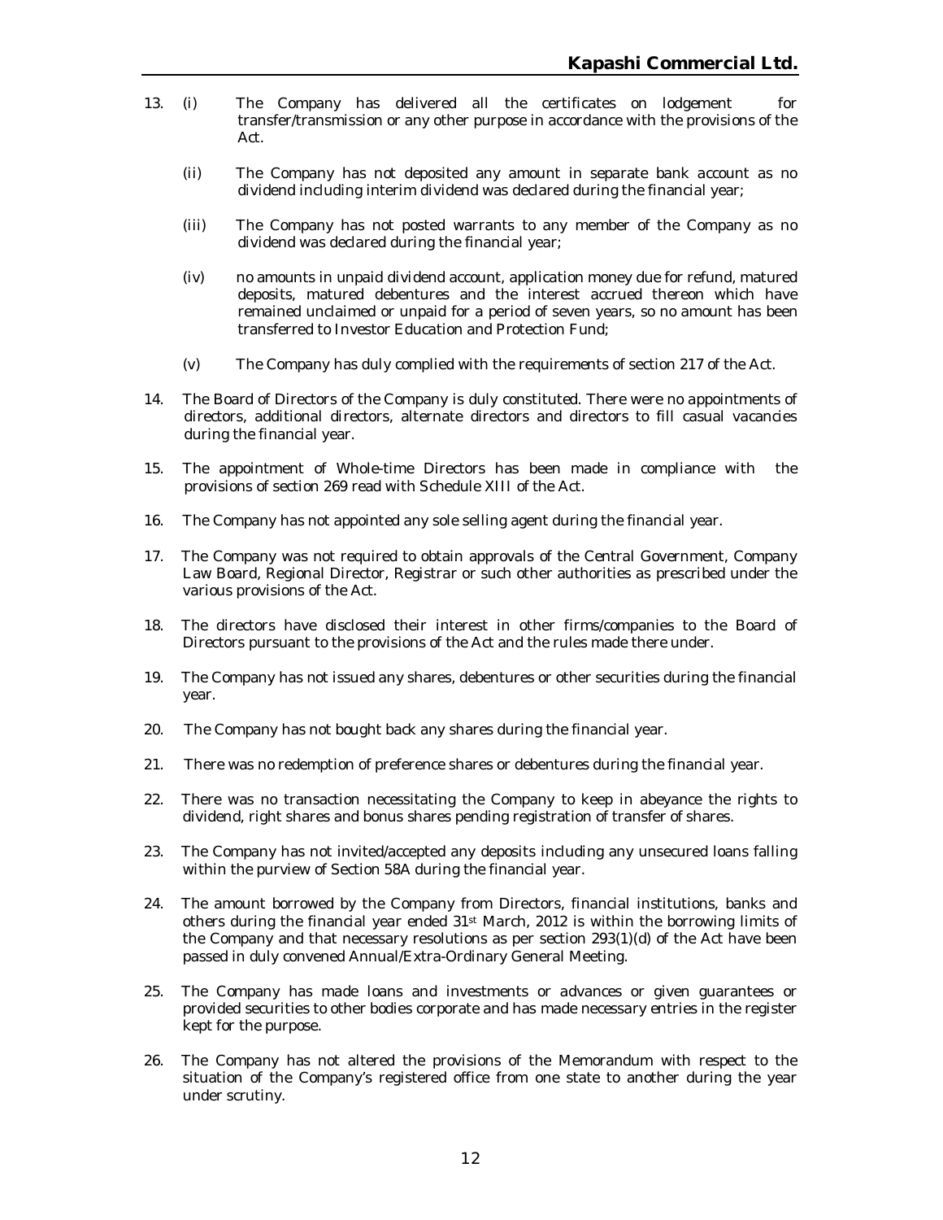13. (i) The Company has delivered all the certificates on lodgement for transfer/transmission or any other purpose in accordance with the provisions of the Act.

    (ii) The Company has not deposited any amount in separate bank account as no dividend including interim dividend was declared during the financial year;

    (iii) The Company has not posted warrants to any member of the Company as no dividend was declared during the financial year;

    (iv) no amounts in unpaid dividend account, application money due for refund, matured deposits, matured debentures and the interest accrued thereon which have remained unclaimed or unpaid for a period of seven years, so no amount has been transferred to Investor Education and Protection Fund;

    (v) The Company has duly complied with the requirements of section 217 of the Act.

14. The Board of Directors of the Company is duly constituted. There were no appointments of directors, additional directors, alternate directors and directors to fill casual vacancies during the financial year.

15. The appointment of Whole-time Directors has been made in compliance with the provisions of section 269 read with Schedule XIII of the Act.

16. The Company has not appointed any sole selling agent during the financial year.

17. The Company was not required to obtain approvals of the Central Government, Company Law Board, Regional Director, Registrar or such other authorities as prescribed under the various provisions of the Act.

18. The directors have disclosed their interest in other firms/companies to the Board of Directors pursuant to the provisions of the Act and the rules made there under.

19. The Company has not issued any shares, debentures or other securities during the financial year.

20. The Company has not bought back any shares during the financial year.

21. There was no redemption of preference shares or debentures during the financial year.

22. There was no transaction necessitating the Company to keep in abeyance the rights to dividend, right shares and bonus shares pending registration of transfer of shares.

23. The Company has not invited/accepted any deposits including any unsecured loans falling within the purview of Section 58A during the financial year.

24. The amount borrowed by the Company from Directors, financial institutions, banks and others during the financial year ended 31st March, 2012 is within the borrowing limits of the Company and that necessary resolutions as per section 293(1)(d) of the Act have been passed in duly convened Annual/Extra-Ordinary General Meeting.

25. The Company has made loans and investments or advances or given guarantees or provided securities to other bodies corporate and has made necessary entries in the register kept for the purpose.

26. The Company has not altered the provisions of the Memorandum with respect to the situation of the Company's registered office from one state to another during the year under scrutiny.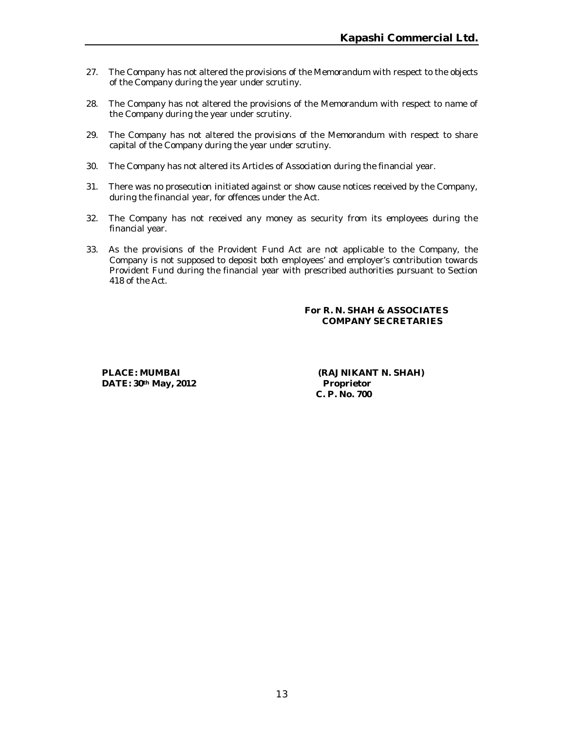27. The Company has not altered the provisions of the Memorandum with respect to the objects of the Company during the year under scrutiny.

28. The Company has not altered the provisions of the Memorandum with respect to name of the Company during the year under scrutiny.

29. The Company has not altered the provisions of the Memorandum with respect to share capital of the Company during the year under scrutiny.

30. The Company has not altered its Articles of Association during the financial year.

31. There was no prosecution initiated against or show cause notices received by the Company, during the financial year, for offences under the Act.

32. The Company has not received any money as security from its employees during the financial year.

33. As the provisions of the Provident Fund Act are not applicable to the Company, the Company is not supposed to deposit both employees' and employer's contribution towards Provident Fund during the financial year with prescribed authorities pursuant to Section 418 of the Act.

**For R. N. SHAH & ASSOCIATES**
**COMPANY SECRETARIES**

**PLACE: MUMBAI**
**DATE: 30th May, 2012**

**(RAJNIKANT N. SHAH)**
**Proprietor**
**C. P. No. 700**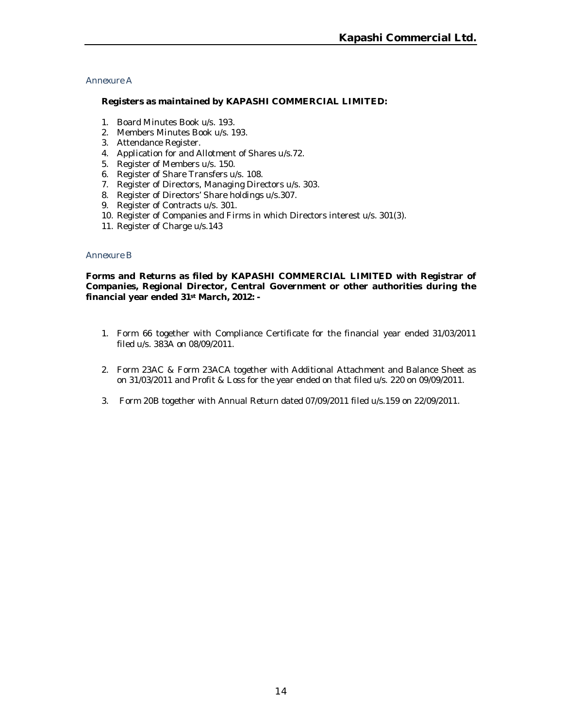## Annexure A

**Registers as maintained by KAPASHI COMMERCIAL LIMITED:**

1. Board Minutes Book u/s. 193.
2. Members Minutes Book u/s. 193.
3. Attendance Register.
4. Application for and Allotment of Shares u/s.72.
5. Register of Members u/s. 150.
6. Register of Share Transfers u/s. 108.
7. Register of Directors, Managing Directors u/s. 303.
8. Register of Directors' Share holdings u/s.307.
9. Register of Contracts u/s. 301.
10. Register of Companies and Firms in which Directors interest u/s. 301(3).
11. Register of Charge u/s.143

## Annexure B

**Forms and Returns as filed by KAPASHI COMMERCIAL LIMITED with Registrar of Companies, Regional Director, Central Government or other authorities during the financial year ended 31st March, 2012: -**

1. Form 66 together with Compliance Certificate for the financial year ended 31/03/2011 filed u/s. 383A on 08/09/2011.
2. Form 23AC & Form 23ACA together with Additional Attachment and Balance Sheet as on 31/03/2011 and Profit & Loss for the year ended on that filed u/s. 220 on 09/09/2011.
3. Form 20B together with Annual Return dated 07/09/2011 filed u/s.159 on 22/09/2011.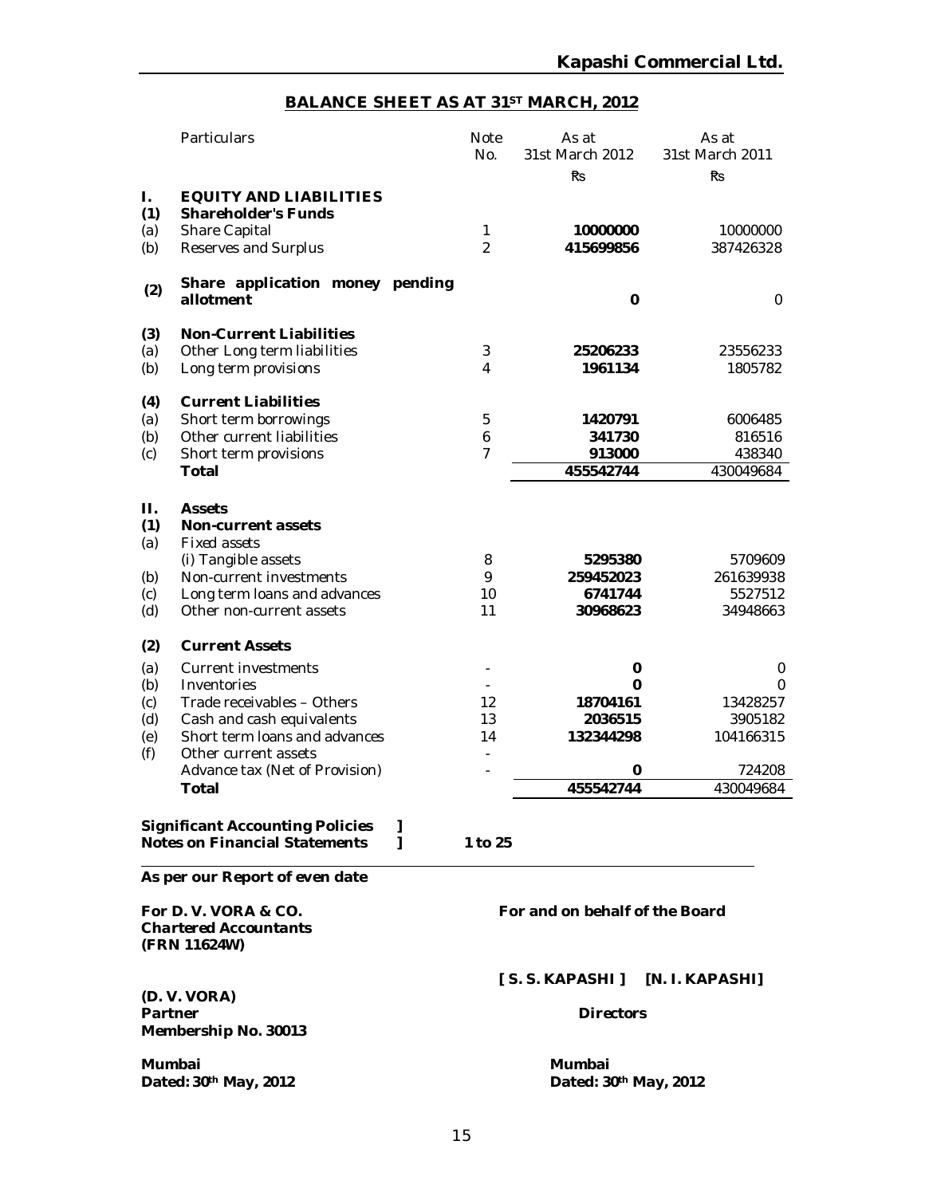## BALANCE SHEET AS AT 31ST MARCH, 2012

| | Particulars | Note No. | As at 31st March 2012 | As at 31st March 2011 |
|---|---|---|---|---|
| | | | ₹s | ₹s |
| **I.** | **EQUITY AND LIABILITIES** | | | |
| **(1)** | **Shareholder's Funds** | | | |
| (a) | Share Capital | 1 | **10000000** | 10000000 |
| (b) | Reserves and Surplus | 2 | **415699856** | 387426328 |
| **(2)** | **Share application money pending allotment** | | **0** | 0 |
| **(3)** | **Non-Current Liabilities** | | | |
| (a) | Other Long term liabilities | 3 | **25206233** | 23556233 |
| (b) | Long term provisions | 4 | **1961134** | 1805782 |
| **(4)** | **Current Liabilities** | | | |
| (a) | Short term borrowings | 5 | **1420791** | 6006485 |
| (b) | Other current liabilities | 6 | **341730** | 816516 |
| (c) | Short term provisions | 7 | **913000** | 438340 |
| | **Total** | | **455542744** | 430049684 |
| **II.** | **Assets** | | | |
| **(1)** | **Non-current assets** | | | |
| (a) | Fixed assets | | | |
| | (i) Tangible assets | 8 | **5295380** | 5709609 |
| (b) | Non-current investments | 9 | **259452023** | 261639938 |
| (c) | Long term loans and advances | 10 | **6741744** | 5527512 |
| (d) | Other non-current assets | 11 | **30968623** | 34948663 |
| **(2)** | **Current Assets** | | | |
| (a) | Current investments | - | **0** | 0 |
| (b) | Inventories | - | **0** | 0 |
| (c) | Trade receivables – Others | 12 | **18704161** | 13428257 |
| (d) | Cash and cash equivalents | 13 | **2036515** | 3905182 |
| (e) | Short term loans and advances | 14 | **132344298** | 104166315 |
| (f) | Other current assets | - | | |
| | Advance tax (Net of Provision) | - | **0** | 724208 |
| | **Total** | | **455542744** | 430049684 |

**Significant Accounting Policies ]**
**Notes on Financial Statements ]** **1 to 25**

**As per our Report of even date**

**For D. V. VORA & CO.**
***Chartered Accountants***
**(FRN 11624W)**

**For and on behalf of the Board**

**[ S. S. KAPASHI ] [N. I. KAPASHI]**
**Directors**

**(D. V. VORA)**
**Partner**
**Membership No. 30013**

**Mumbai**
**Dated: 30th May, 2012**

**Mumbai**
**Dated: 30th May, 2012**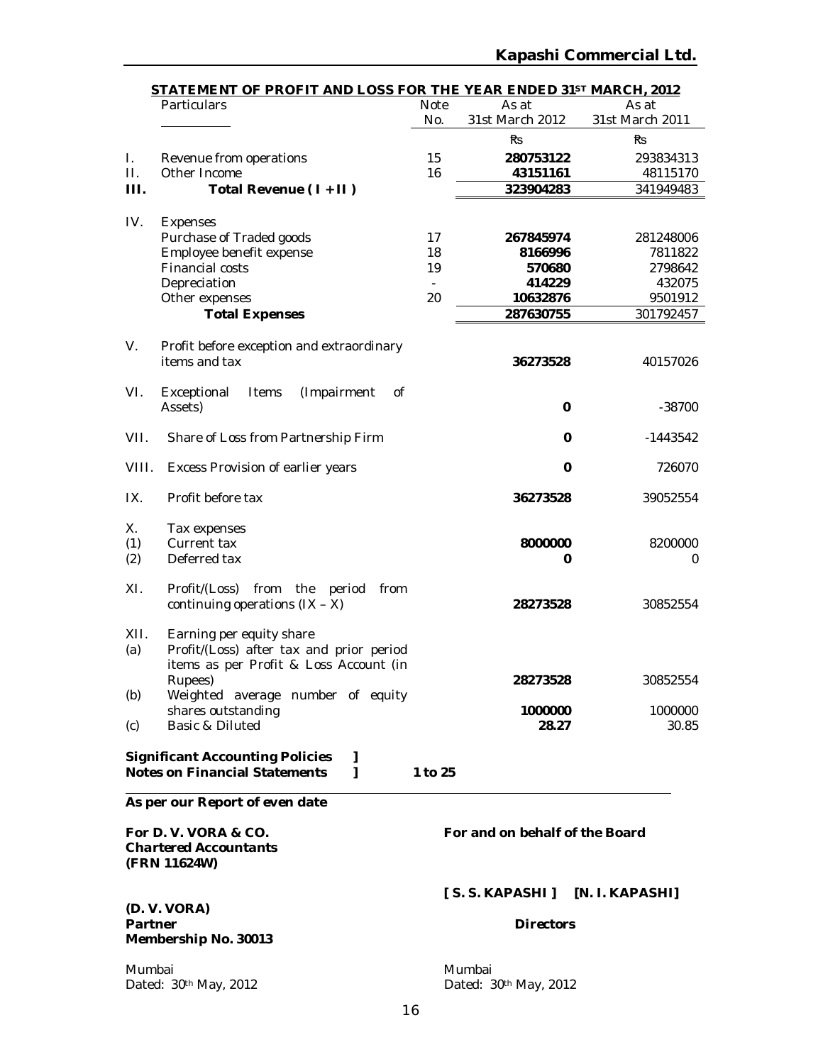## STATEMENT OF PROFIT AND LOSS FOR THE YEAR ENDED 31ST MARCH, 2012

| | Particulars | Note No. | As at 31st March 2012 | As at 31st March 2011 |
|---|---|---|---|---|
| | | | ₹s | ₹s |
| I. | Revenue from operations | 15 | **280753122** | 293834313 |
| II. | Other Income | 16 | **43151161** | 48115170 |
| **III.** | **Total Revenue ( I + II )** | | **323904283** | 341949483 |
| IV. | Expenses | | | |
| | Purchase of Traded goods | 17 | **267845974** | 281248006 |
| | Employee benefit expense | 18 | **8166996** | 7811822 |
| | Financial costs | 19 | **570680** | 2798642 |
| | Depreciation | - | **414229** | 432075 |
| | Other expenses | 20 | **10632876** | 9501912 |
| | **Total Expenses** | | **287630755** | 301792457 |
| V. | Profit before exception and extraordinary items and tax | | **36273528** | 40157026 |
| VI. | Exceptional Items (Impairment of Assets) | | **0** | -38700 |
| VII. | Share of Loss from Partnership Firm | | **0** | -1443542 |
| VIII. | Excess Provision of earlier years | | **0** | 726070 |
| IX. | Profit before tax | | **36273528** | 39052554 |
| X. | Tax expenses | | | |
| (1) | Current tax | | **8000000** | 8200000 |
| (2) | Deferred tax | | **0** | 0 |
| XI. | Profit/(Loss) from the period from continuing operations (IX – X) | | **28273528** | 30852554 |
| XII. | Earning per equity share | | | |
| (a) | Profit/(Loss) after tax and prior period items as per Profit & Loss Account (in Rupees) | | **28273528** | 30852554 |
| (b) | Weighted average number of equity shares outstanding | | **1000000** | 1000000 |
| (c) | Basic & Diluted | | **28.27** | 30.85 |

**Significant Accounting Policies ]**
**Notes on Financial Statements ]** **1 to 25**

**As per our Report of even date**

**For D. V. VORA & CO.**
***Chartered Accountants***
**(FRN 11624W)**

**(D. V. VORA)**
**Partner**
**Membership No. 30013**

Mumbai
Dated: 30th May, 2012

**For and on behalf of the Board**

**[ S. S. KAPASHI ] [N. I. KAPASHI]**

**Directors**

Mumbai
Dated: 30th May, 2012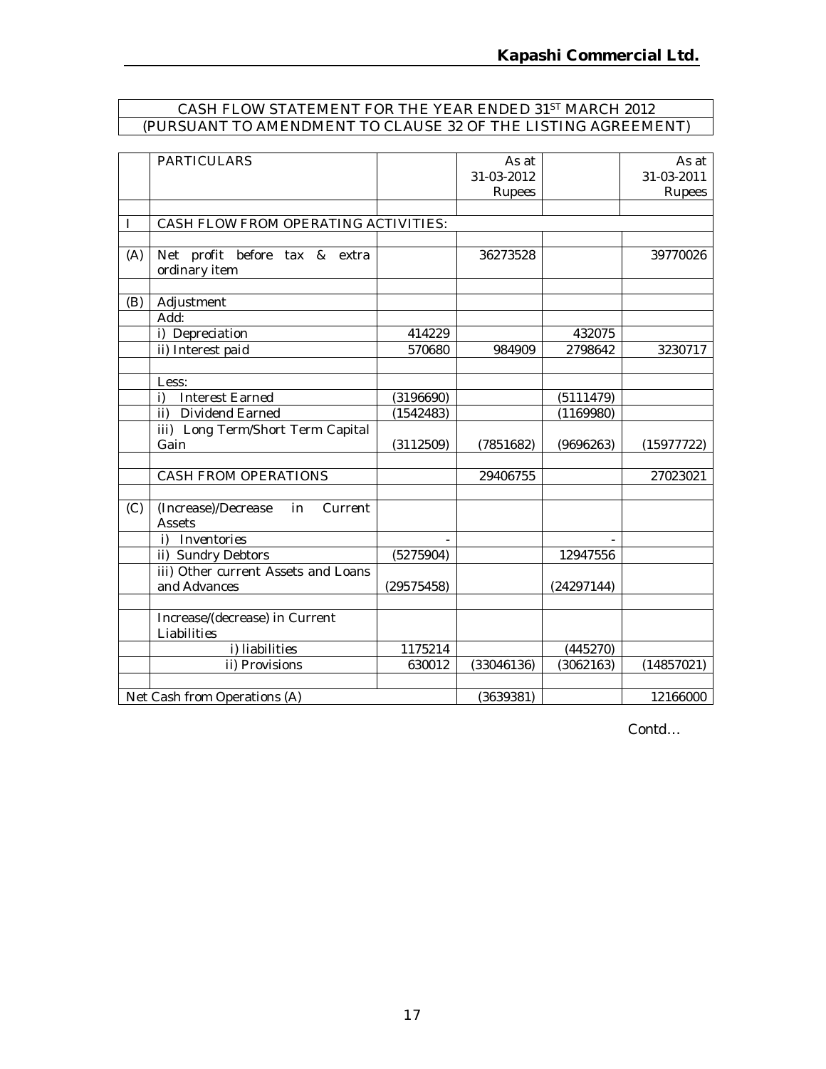CASH FLOW STATEMENT FOR THE YEAR ENDED 31ST MARCH 2012
(PURSUANT TO AMENDMENT TO CLAUSE 32 OF THE LISTING AGREEMENT)

| | PARTICULARS | | As at 31-03-2012 Rupees | | As at 31-03-2011 Rupees |
|---|---|---|---|---|---|
| I | CASH FLOW FROM OPERATING ACTIVITIES: | | | | |
| (A) | Net profit before tax & extra ordinary item | | 36273528 | | 39770026 |
| (B) | Adjustment | | | | |
| | Add: | | | | |
| | i) Depreciation | 414229 | | 432075 | |
| | ii) Interest paid | 570680 | 984909 | 2798642 | 3230717 |
| | Less: | | | | |
| | i) Interest Earned | (3196690) | | (5111479) | |
| | ii) Dividend Earned | (1542483) | | (1169980) | |
| | iii) Long Term/Short Term Capital Gain | (3112509) | (7851682) | (9696263) | (15977722) |
| | CASH FROM OPERATIONS | | 29406755 | | 27023021 |
| (C) | (Increase)/Decrease in Current Assets | | | | |
| | i) Inventories | - | | - | |
| | ii) Sundry Debtors | (5275904) | | 12947556 | |
| | iii) Other current Assets and Loans and Advances | (29575458) | | (24297144) | |
| | Increase/(decrease) in Current Liabilities | | | | |
| | i) liabilities | 1175214 | | (445270) | |
| | ii) Provisions | 630012 | (33046136) | (3062163) | (14857021) |
| Net Cash from Operations (A) | | | (3639381) | | 12166000 |

Contd…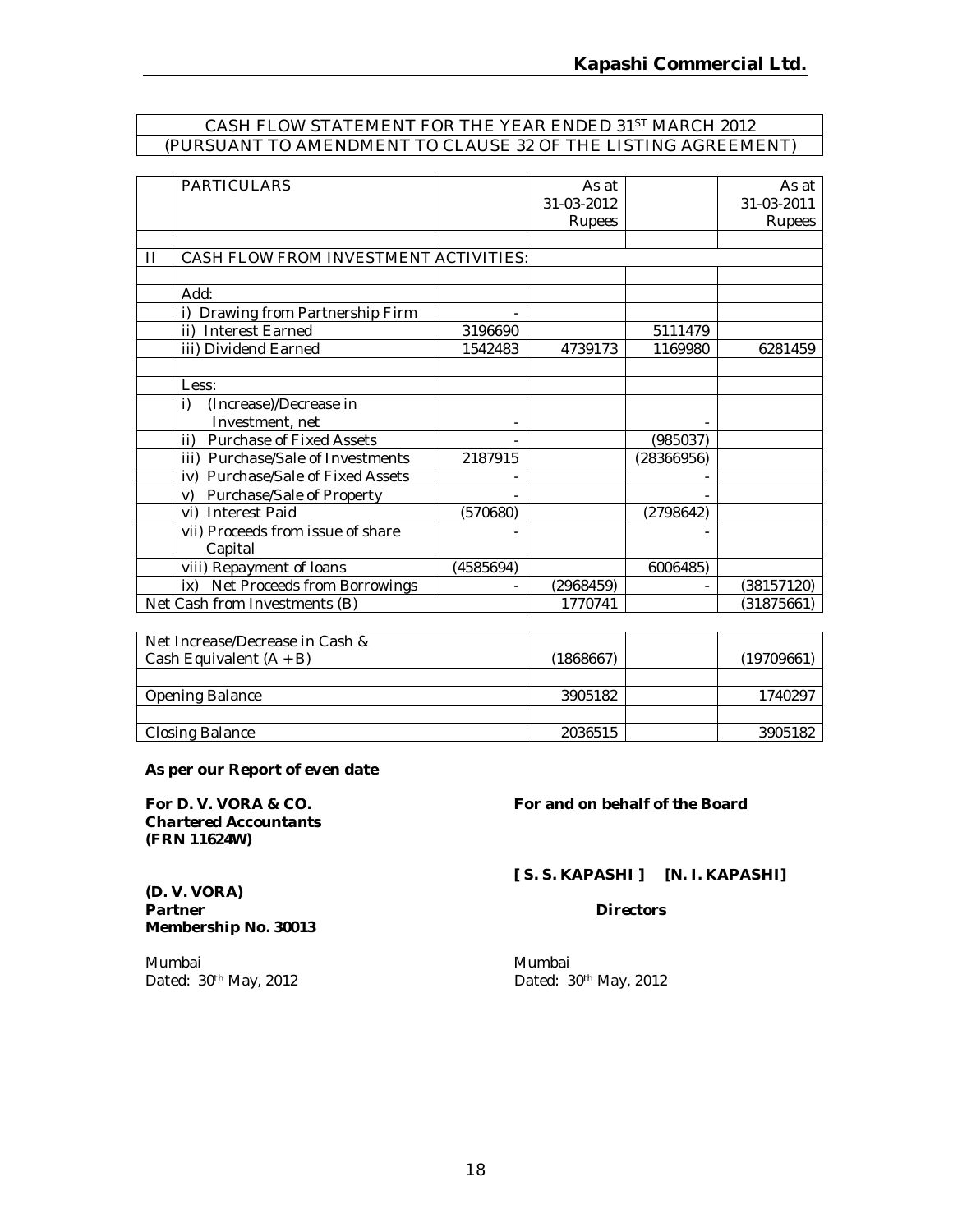Kapashi Commercial Ltd.

## CASH FLOW STATEMENT FOR THE YEAR ENDED 31ST MARCH 2012
## (PURSUANT TO AMENDMENT TO CLAUSE 32 OF THE LISTING AGREEMENT)

| | PARTICULARS | | As at 31-03-2012 Rupees | | As at 31-03-2011 Rupees |
|---|---|---|---|---|---|
| | | | | | |
| II | CASH FLOW FROM INVESTMENT ACTIVITIES: | | | | |
| | | | | | |
| | Add: | | | | |
| | i) Drawing from Partnership Firm | - | | | |
| | ii) Interest Earned | 3196690 | | 5111479 | |
| | iii) Dividend Earned | 1542483 | 4739173 | 1169980 | 6281459 |
| | | | | | |
| | Less: | | | | |
| | i) (Increase)/Decrease in Investment, net | - | | - | |
| | ii) Purchase of Fixed Assets | - | | (985037) | |
| | iii) Purchase/Sale of Investments | 2187915 | | (28366956) | |
| | iv) Purchase/Sale of Fixed Assets | - | | - | |
| | v) Purchase/Sale of Property | - | | - | |
| | vi) Interest Paid | (570680) | | (2798642) | |
| | vii) Proceeds from issue of share Capital | - | | - | |
| | viii) Repayment of loans | (4585694) | | 6006485) | |
| | ix) Net Proceeds from Borrowings | - | (2968459) | - | (38157120) |
| Net Cash from Investments (B) | | | 1770741 | | (31875661) |

| | | | |
|---|---|---|---|
| Net Increase/Decrease in Cash & Cash Equivalent (A + B) | (1868667) | | (19709661) |
| | | | |
| Opening Balance | 3905182 | | 1740297 |
| | | | |
| Closing Balance | 2036515 | | 3905182 |

**As per our Report of even date**

**For D. V. VORA & CO.**
***Chartered Accountants***
**(FRN 11624W)**

**(D. V. VORA)**
**Partner**
**Membership No. 30013**

Mumbai
Dated: 30th May, 2012

**For and on behalf of the Board**

**[ S. S. KAPASHI ]  [N. I. KAPASHI]**

**Directors**

Mumbai
Dated: 30th May, 2012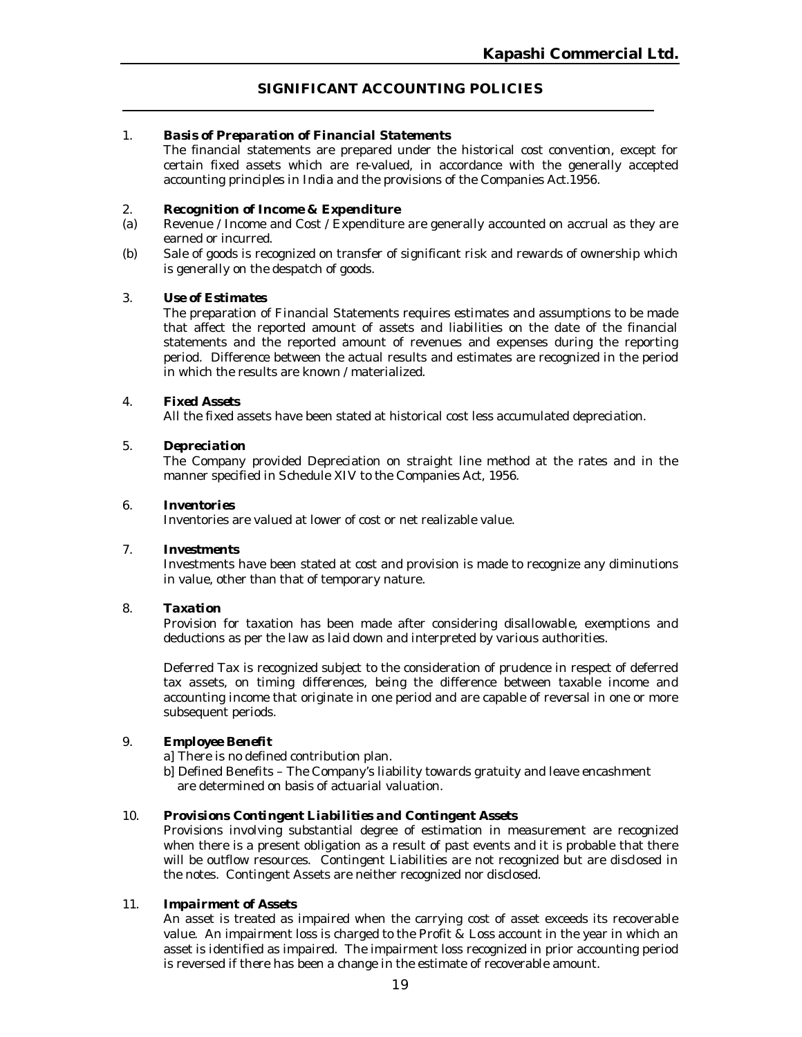## SIGNIFICANT ACCOUNTING POLICIES

1. ***Basis of Preparation of Financial Statements***

   The financial statements are prepared under the historical cost convention, except for certain fixed assets which are re-valued, in accordance with the generally accepted accounting principles in India and the provisions of the Companies Act.1956.

2. ***Recognition of Income & Expenditure***

(a) Revenue / Income and Cost / Expenditure are generally accounted on accrual as they are earned or incurred.

(b) Sale of goods is recognized on transfer of significant risk and rewards of ownership which is generally on the despatch of goods.

3. ***Use of Estimates***

   The preparation of Financial Statements requires estimates and assumptions to be made that affect the reported amount of assets and liabilities on the date of the financial statements and the reported amount of revenues and expenses during the reporting period. Difference between the actual results and estimates are recognized in the period in which the results are known / materialized.

4. ***Fixed Assets***

   All the fixed assets have been stated at historical cost less accumulated depreciation.

5. ***Depreciation***

   The Company provided Depreciation on straight line method at the rates and in the manner specified in Schedule XIV to the Companies Act, 1956.

6. ***Inventories***

   Inventories are valued at lower of cost or net realizable value.

7. ***Investments***

   Investments have been stated at cost and provision is made to recognize any diminutions in value, other than that of temporary nature.

8. ***Taxation***

   Provision for taxation has been made after considering disallowable, exemptions and deductions as per the law as laid down and interpreted by various authorities.

   Deferred Tax is recognized subject to the consideration of prudence in respect of deferred tax assets, on timing differences, being the difference between taxable income and accounting income that originate in one period and are capable of reversal in one or more subsequent periods.

9. ***Employee Benefit***

   a] There is no defined contribution plan.

   b] Defined Benefits – The Company's liability towards gratuity and leave encashment are determined on basis of actuarial valuation.

10. ***Provisions Contingent Liabilities and Contingent Assets***

    Provisions involving substantial degree of estimation in measurement are recognized when there is a present obligation as a result of past events and it is probable that there will be outflow resources. Contingent Liabilities are not recognized but are disclosed in the notes. Contingent Assets are neither recognized nor disclosed.

11. ***Impairment of Assets***

    An asset is treated as impaired when the carrying cost of asset exceeds its recoverable value. An impairment loss is charged to the Profit & Loss account in the year in which an asset is identified as impaired. The impairment loss recognized in prior accounting period is reversed if there has been a change in the estimate of recoverable amount.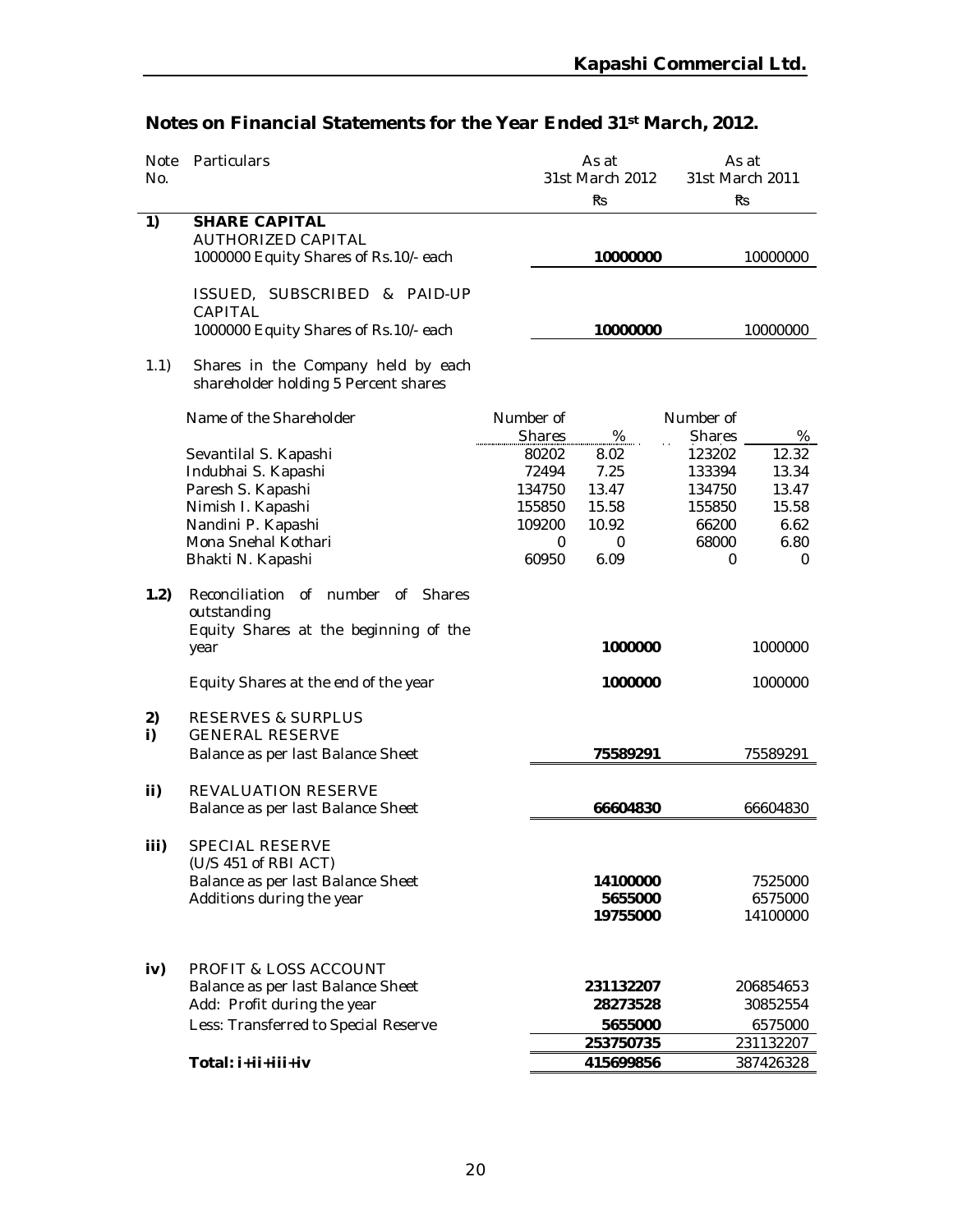## Notes on Financial Statements for the Year Ended 31st March, 2012.

| Note No. | Particulars | | | As at 31st March 2012 | | As at 31st March 2011 |
|---|---|---|---|---|---|---|
| | | | | ₹s | | ₹s |
| **1)** | **SHARE CAPITAL** | | | | | |
| | AUTHORIZED CAPITAL | | | | | |
| | 1000000 Equity Shares of Rs.10/- each | | | **10000000** | | 10000000 |
| | ISSUED, SUBSCRIBED & PAID-UP CAPITAL | | | | | |
| | 1000000 Equity Shares of Rs.10/- each | | | **10000000** | | 10000000 |
| 1.1) | Shares in the Company held by each shareholder holding 5 Percent shares | | | | | |
| | Name of the Shareholder | Number of Shares | % | | Number of Shares | % |
| | Sevantilal S. Kapashi | 80202 | 8.02 | | 123202 | 12.32 |
| | Indubhai S. Kapashi | 72494 | 7.25 | | 133394 | 13.34 |
| | Paresh S. Kapashi | 134750 | 13.47 | | 134750 | 13.47 |
| | Nimish I. Kapashi | 155850 | 15.58 | | 155850 | 15.58 |
| | Nandini P. Kapashi | 109200 | 10.92 | | 66200 | 6.62 |
| | Mona Snehal Kothari | 0 | 0 | | 68000 | 6.80 |
| | Bhakti N. Kapashi | 60950 | 6.09 | | 0 | 0 |
| **1.2)** | Reconciliation of number of Shares outstanding | | | | | |
| | Equity Shares at the beginning of the year | | | **1000000** | | 1000000 |
| | Equity Shares at the end of the year | | | **1000000** | | 1000000 |
| **2)** | RESERVES & SURPLUS | | | | | |
| **i)** | GENERAL RESERVE | | | | | |
| | Balance as per last Balance Sheet | | | **75589291** | | 75589291 |
| **ii)** | REVALUATION RESERVE | | | | | |
| | Balance as per last Balance Sheet | | | **66604830** | | 66604830 |
| **iii)** | SPECIAL RESERVE (U/S 451 of RBI ACT) | | | | | |
| | Balance as per last Balance Sheet | | | **14100000** | | 7525000 |
| | Additions during the year | | | **5655000** | | 6575000 |
| | | | | **19755000** | | 14100000 |
| **iv)** | PROFIT & LOSS ACCOUNT | | | | | |
| | Balance as per last Balance Sheet | | | **231132207** | | 206854653 |
| | Add: Profit during the year | | | **28273528** | | 30852554 |
| | Less: Transferred to Special Reserve | | | **5655000** | | 6575000 |
| | | | | **253750735** | | 231132207 |
| | **Total: i+ii+iii+iv** | | | **415699856** | | 387426328 |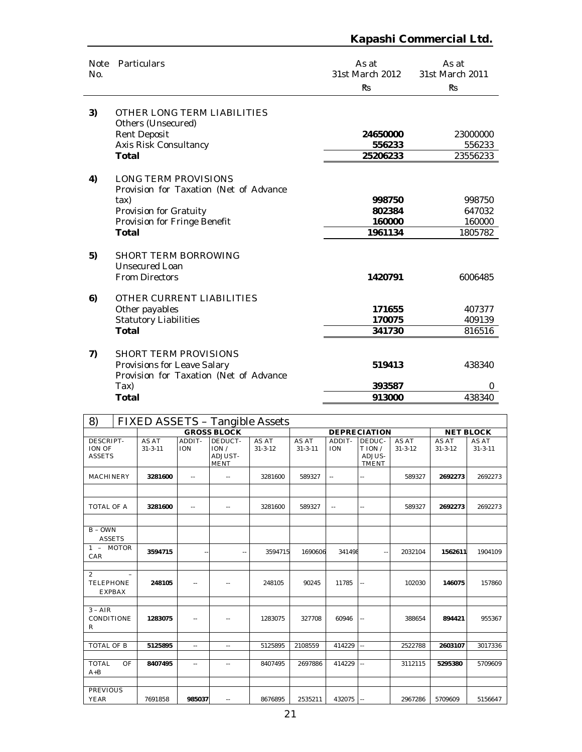| Note No. | Particulars | As at 31st March 2012 ₹s | As at 31st March 2011 ₹s |
|---|---|---|---|
| **3)** | OTHER LONG TERM LIABILITIES | | |
| | Others (Unsecured) | | |
| | Rent Deposit | **24650000** | 23000000 |
| | Axis Risk Consultancy | **556233** | 556233 |
| | **Total** | **25206233** | 23556233 |
| **4)** | LONG TERM PROVISIONS | | |
| | Provision for Taxation (Net of Advance tax) | **998750** | 998750 |
| | Provision for Gratuity | **802384** | 647032 |
| | Provision for Fringe Benefit | **160000** | 160000 |
| | **Total** | **1961134** | 1805782 |
| **5)** | SHORT TERM BORROWING | | |
| | Unsecured Loan | | |
| | From Directors | **1420791** | 6006485 |
| **6)** | OTHER CURRENT LIABILITIES | | |
| | Other payables | **171655** | 407377 |
| | Statutory Liabilities | **170075** | 409139 |
| | **Total** | **341730** | 816516 |
| **7)** | SHORT TERM PROVISIONS | | |
| | Provisions for Leave Salary | **519413** | 438340 |
| | Provision for Taxation (Net of Advance Tax) | **393587** | 0 |
| | **Total** | **913000** | 438340 |

**8) FIXED ASSETS – Tangible Assets**

| | GROSS BLOCK | | | | DEPRECIATION | | | | NET BLOCK | |
|---|---|---|---|---|---|---|---|---|---|---|
| DESCRIPTION OF ASSETS | AS AT 31-3-11 | ADDITION | DEDUCTION / ADJUSTMENT | AS AT 31-3-12 | AS AT 31-3-11 | ADDITION | DEDUCTION / ADJUSTMENT | AS AT 31-3-12 | AS AT 31-3-12 | AS AT 31-3-11 |
| MACHINERY | **3281600** | -- | -- | 3281600 | 589327 | -- | -- | 589327 | **2692273** | 2692273 |
| TOTAL OF A | **3281600** | -- | -- | 3281600 | 589327 | -- | -- | 589327 | **2692273** | 2692273 |
| B – OWN ASSETS | | | | | | | | | | |
| 1 – MOTOR CAR | **3594715** | -- | -- | 3594715 | 1690606 | 341498 | -- | 2032104 | **1562611** | 1904109 |
| 2 – TELEPHONE EXPBAX | **248105** | -- | -- | 248105 | 90245 | 11785 | -- | 102030 | **146075** | 157860 |
| 3 – AIR CONDITIONER | **1283075** | -- | -- | 1283075 | 327708 | 60946 | -- | 388654 | **894421** | 955367 |
| TOTAL OF B | **5125895** | -- | -- | 5125895 | 2108559 | 414229 | -- | 2522788 | **2603107** | 3017336 |
| TOTAL OF A+B | **8407495** | -- | -- | 8407495 | 2697886 | 414229 | -- | 3112115 | **5295380** | 5709609 |
| PREVIOUS YEAR | 7691858 | **985037** | -- | 8676895 | 2535211 | 432075 | -- | 2967286 | 5709609 | 5156647 |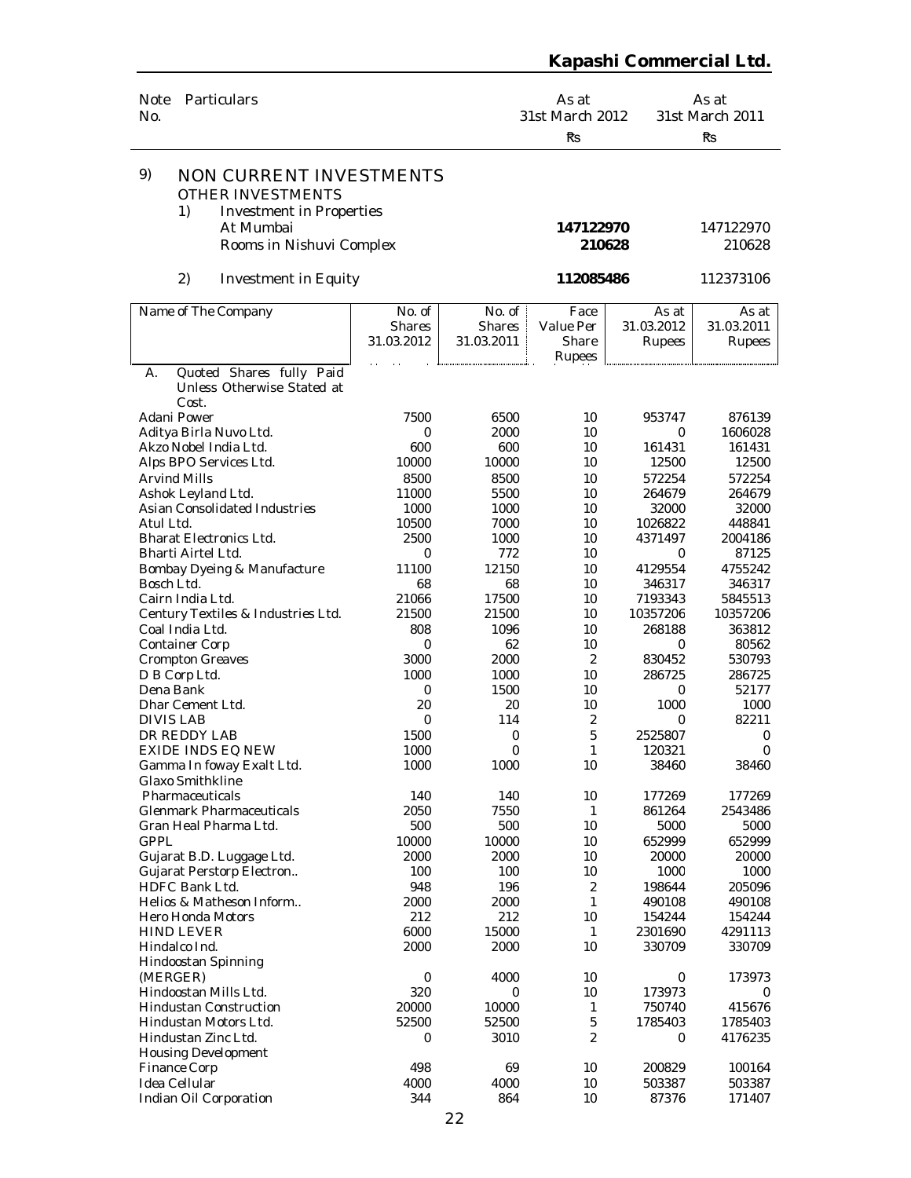| Note No. | Particulars | As at 31st March 2012 ₹s | As at 31st March 2011 ₹s |
|---|---|---|---|

## 9) NON CURRENT INVESTMENTS

OTHER INVESTMENTS

1) Investment in Properties

| | As at 31st March 2012 ₹s | As at 31st March 2011 ₹s |
|---|---|---|
| At Mumbai | **147122970** | 147122970 |
| Rooms in Nishuvi Complex | **210628** | 210628 |
| 2) Investment in Equity | **112085486** | 112373106 |

| Name of The Company | No. of Shares 31.03.2012 | No. of Shares 31.03.2011 | Face Value Per Share Rupees | As at 31.03.2012 Rupees | As at 31.03.2011 Rupees |
|---|---|---|---|---|---|
| A. Quoted Shares fully Paid Unless Otherwise Stated at Cost. | | | | | |
| Adani Power | 7500 | 6500 | 10 | 953747 | 876139 |
| Aditya Birla Nuvo Ltd. | 0 | 2000 | 10 | 0 | 1606028 |
| Akzo Nobel India Ltd. | 600 | 600 | 10 | 161431 | 161431 |
| Alps BPO Services Ltd. | 10000 | 10000 | 10 | 12500 | 12500 |
| Arvind Mills | 8500 | 8500 | 10 | 572254 | 572254 |
| Ashok Leyland Ltd. | 11000 | 5500 | 10 | 264679 | 264679 |
| Asian Consolidated Industries | 1000 | 1000 | 10 | 32000 | 32000 |
| Atul Ltd. | 10500 | 7000 | 10 | 1026822 | 448841 |
| Bharat Electronics Ltd. | 2500 | 1000 | 10 | 4371497 | 2004186 |
| Bharti Airtel Ltd. | 0 | 772 | 10 | 0 | 87125 |
| Bombay Dyeing & Manufacture | 11100 | 12150 | 10 | 4129554 | 4755242 |
| Bosch Ltd. | 68 | 68 | 10 | 346317 | 346317 |
| Cairn India Ltd. | 21066 | 17500 | 10 | 7193343 | 5845513 |
| Century Textiles & Industries Ltd. | 21500 | 21500 | 10 | 10357206 | 10357206 |
| Coal India Ltd. | 808 | 1096 | 10 | 268188 | 363812 |
| Container Corp | 0 | 62 | 10 | 0 | 80562 |
| Crompton Greaves | 3000 | 2000 | 2 | 830452 | 530793 |
| D B Corp Ltd. | 1000 | 1000 | 10 | 286725 | 286725 |
| Dena Bank | 0 | 1500 | 10 | 0 | 52177 |
| Dhar Cement Ltd. | 20 | 20 | 10 | 1000 | 1000 |
| DIVIS LAB | 0 | 114 | 2 | 0 | 82211 |
| DR REDDY LAB | 1500 | 0 | 5 | 2525807 | 0 |
| EXIDE INDS EQ NEW | 1000 | 0 | 1 | 120321 | 0 |
| Gamma In foway Exalt Ltd. | 1000 | 1000 | 10 | 38460 | 38460 |
| Glaxo Smithkline Pharmaceuticals | 140 | 140 | 10 | 177269 | 177269 |
| Glenmark Pharmaceuticals | 2050 | 7550 | 1 | 861264 | 2543486 |
| Gran Heal Pharma Ltd. | 500 | 500 | 10 | 5000 | 5000 |
| GPPL | 10000 | 10000 | 10 | 652999 | 652999 |
| Gujarat B.D. Luggage Ltd. | 2000 | 2000 | 10 | 20000 | 20000 |
| Gujarat Perstorp Electron.. | 100 | 100 | 10 | 1000 | 1000 |
| HDFC Bank Ltd. | 948 | 196 | 2 | 198644 | 205096 |
| Helios & Matheson Inform.. | 2000 | 2000 | 1 | 490108 | 490108 |
| Hero Honda Motors | 212 | 212 | 10 | 154244 | 154244 |
| HIND LEVER | 6000 | 15000 | 1 | 2301690 | 4291113 |
| Hindalco Ind. | 2000 | 2000 | 10 | 330709 | 330709 |
| Hindoostan Spinning (MERGER) | 0 | 4000 | 10 | 0 | 173973 |
| Hindoostan Mills Ltd. | 320 | 0 | 10 | 173973 | 0 |
| Hindustan Construction | 20000 | 10000 | 1 | 750740 | 415676 |
| Hindustan Motors Ltd. | 52500 | 52500 | 5 | 1785403 | 1785403 |
| Hindustan Zinc Ltd. | 0 | 3010 | 2 | 0 | 4176235 |
| Housing Development Finance Corp | 498 | 69 | 10 | 200829 | 100164 |
| Idea Cellular | 4000 | 4000 | 10 | 503387 | 503387 |
| Indian Oil Corporation | 344 | 864 | 10 | 87376 | 171407 |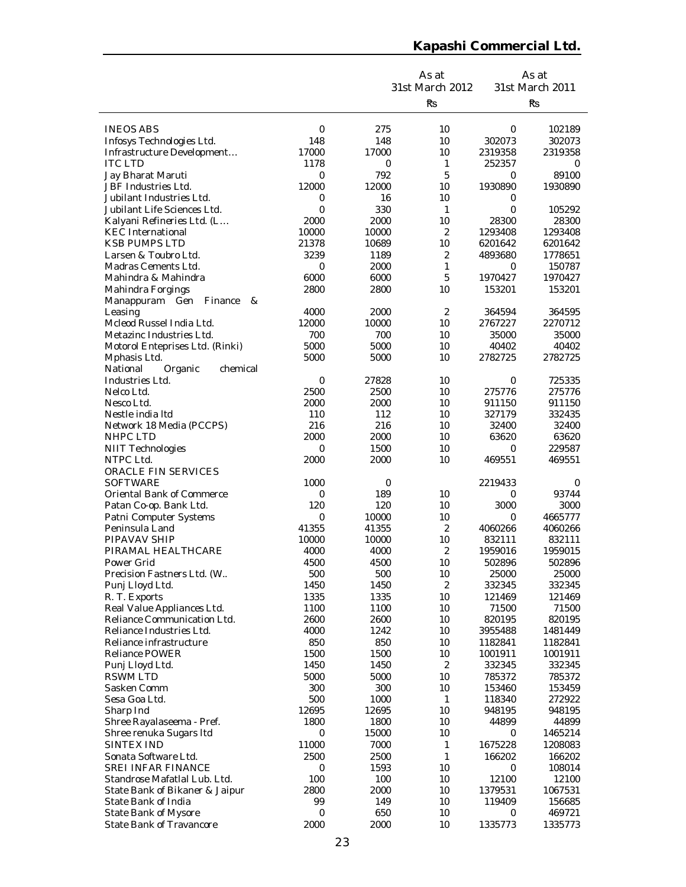| | | | As at 31st March 2012 | | As at 31st March 2011 |
|---|---|---|---|---|---|
| | | | ₹s | | ₹s |
| INEOS ABS | 0 | 275 | 10 | 0 | 102189 |
| Infosys Technologies Ltd. | 148 | 148 | 10 | 302073 | 302073 |
| Infrastructure Development… | 17000 | 17000 | 10 | 2319358 | 2319358 |
| ITC LTD | 1178 | 0 | 1 | 252357 | 0 |
| Jay Bharat Maruti | 0 | 792 | 5 | 0 | 89100 |
| JBF Industries Ltd. | 12000 | 12000 | 10 | 1930890 | 1930890 |
| Jubilant Industries Ltd. | 0 | 16 | 10 | 0 | |
| Jubilant Life Sciences Ltd. | 0 | 330 | 1 | 0 | 105292 |
| Kalyani Refineries Ltd. (L… | 2000 | 2000 | 10 | 28300 | 28300 |
| KEC International | 10000 | 10000 | 2 | 1293408 | 1293408 |
| KSB PUMPS LTD | 21378 | 10689 | 10 | 6201642 | 6201642 |
| Larsen & Toubro Ltd. | 3239 | 1189 | 2 | 4893680 | 1778651 |
| Madras Cements Ltd. | 0 | 2000 | 1 | 0 | 150787 |
| Mahindra & Mahindra | 6000 | 6000 | 5 | 1970427 | 1970427 |
| Mahindra Forgings | 2800 | 2800 | 10 | 153201 | 153201 |
| Manappuram Gen Finance & Leasing | 4000 | 2000 | 2 | 364594 | 364595 |
| Mcleod Russel India Ltd. | 12000 | 10000 | 10 | 2767227 | 2270712 |
| Metazinc Industries Ltd. | 700 | 700 | 10 | 35000 | 35000 |
| Motorol Enteprises Ltd. (Rinki) | 5000 | 5000 | 10 | 40402 | 40402 |
| Mphasis Ltd. | 5000 | 5000 | 10 | 2782725 | 2782725 |
| National Organic chemical Industries Ltd. | 0 | 27828 | 10 | 0 | 725335 |
| Nelco Ltd. | 2500 | 2500 | 10 | 275776 | 275776 |
| Nesco Ltd. | 2000 | 2000 | 10 | 911150 | 911150 |
| Nestle india ltd | 110 | 112 | 10 | 327179 | 332435 |
| Network 18 Media (PCCPS) | 216 | 216 | 10 | 32400 | 32400 |
| NHPC LTD | 2000 | 2000 | 10 | 63620 | 63620 |
| NIIT Technologies | 0 | 1500 | 10 | 0 | 229587 |
| NTPC Ltd. | 2000 | 2000 | 10 | 469551 | 469551 |
| ORACLE FIN SERVICES SOFTWARE | 1000 | 0 | | 2219433 | 0 |
| Oriental Bank of Commerce | 0 | 189 | 10 | 0 | 93744 |
| Patan Co-op. Bank Ltd. | 120 | 120 | 10 | 3000 | 3000 |
| Patni Computer Systems | 0 | 10000 | 10 | 0 | 4665777 |
| Peninsula Land | 41355 | 41355 | 2 | 4060266 | 4060266 |
| PIPAVAV SHIP | 10000 | 10000 | 10 | 832111 | 832111 |
| PIRAMAL HEALTHCARE | 4000 | 4000 | 2 | 1959016 | 1959015 |
| Power Grid | 4500 | 4500 | 10 | 502896 | 502896 |
| Precision Fastners Ltd. (W.. | 500 | 500 | 10 | 25000 | 25000 |
| Punj Lloyd Ltd. | 1450 | 1450 | 2 | 332345 | 332345 |
| R. T. Exports | 1335 | 1335 | 10 | 121469 | 121469 |
| Real Value Appliances Ltd. | 1100 | 1100 | 10 | 71500 | 71500 |
| Reliance Communication Ltd. | 2600 | 2600 | 10 | 820195 | 820195 |
| Reliance Industries Ltd. | 4000 | 1242 | 10 | 3955488 | 1481449 |
| Reliance infrastructure | 850 | 850 | 10 | 1182841 | 1182841 |
| Reliance POWER | 1500 | 1500 | 10 | 1001911 | 1001911 |
| Punj Lloyd Ltd. | 1450 | 1450 | 2 | 332345 | 332345 |
| RSWM LTD | 5000 | 5000 | 10 | 785372 | 785372 |
| Sasken Comm | 300 | 300 | 10 | 153460 | 153459 |
| Sesa Goa Ltd. | 500 | 1000 | 1 | 118340 | 272922 |
| Sharp Ind | 12695 | 12695 | 10 | 948195 | 948195 |
| Shree Rayalaseema - Pref. | 1800 | 1800 | 10 | 44899 | 44899 |
| Shree renuka Sugars ltd | 0 | 15000 | 10 | 0 | 1465214 |
| SINTEX IND | 11000 | 7000 | 1 | 1675228 | 1208083 |
| Sonata Software Ltd. | 2500 | 2500 | 1 | 166202 | 166202 |
| SREI INFAR FINANCE | 0 | 1593 | 10 | 0 | 108014 |
| Standrose Mafatlal Lub. Ltd. | 100 | 100 | 10 | 12100 | 12100 |
| State Bank of Bikaner & Jaipur | 2800 | 2000 | 10 | 1379531 | 1067531 |
| State Bank of India | 99 | 149 | 10 | 119409 | 156685 |
| State Bank of Mysore | 0 | 650 | 10 | 0 | 469721 |
| State Bank of Travancore | 2000 | 2000 | 10 | 1335773 | 1335773 |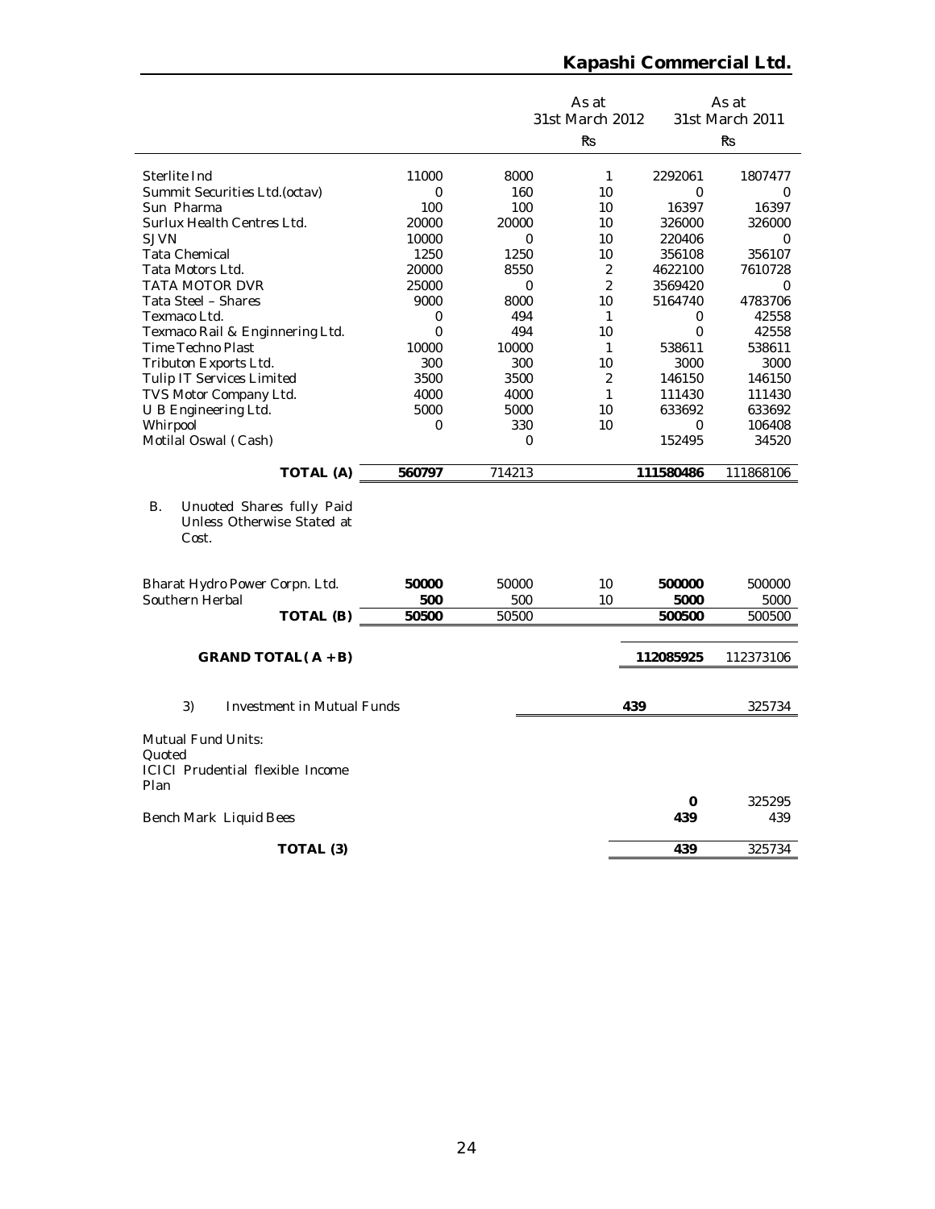| | | | | As at 31st March 2012 | As at 31st March 2011 |
|---|---|---|---|---|---|
| | | | | ₹s | ₹s |
| Sterlite Ind | 11000 | 8000 | 1 | 2292061 | 1807477 |
| Summit Securities Ltd.(octav) | 0 | 160 | 10 | 0 | 0 |
| Sun Pharma | 100 | 100 | 10 | 16397 | 16397 |
| Surlux Health Centres Ltd. | 20000 | 20000 | 10 | 326000 | 326000 |
| SJVN | 10000 | 0 | 10 | 220406 | 0 |
| Tata Chemical | 1250 | 1250 | 10 | 356108 | 356107 |
| Tata Motors Ltd. | 20000 | 8550 | 2 | 4622100 | 7610728 |
| TATA MOTOR DVR | 25000 | 0 | 2 | 3569420 | 0 |
| Tata Steel – Shares | 9000 | 8000 | 10 | 5164740 | 4783706 |
| Texmaco Ltd. | 0 | 494 | 1 | 0 | 42558 |
| Texmaco Rail & Enginnering Ltd. | 0 | 494 | 10 | 0 | 42558 |
| Time Techno Plast | 10000 | 10000 | 1 | 538611 | 538611 |
| Tributon Exports Ltd. | 300 | 300 | 10 | 3000 | 3000 |
| Tulip IT Services Limited | 3500 | 3500 | 2 | 146150 | 146150 |
| TVS Motor Company Ltd. | 4000 | 4000 | 1 | 111430 | 111430 |
| U B Engineering Ltd. | 5000 | 5000 | 10 | 633692 | 633692 |
| Whirpool | 0 | 330 | 10 | 0 | 106408 |
| Motilal Oswal ( Cash) | | 0 | | 152495 | 34520 |
| **TOTAL (A)** | **560797** | 714213 | | **111580486** | 111868106 |
| B. Unuoted Shares fully Paid Unless Otherwise Stated at Cost. | | | | | |
| Bharat Hydro Power Corpn. Ltd. | **50000** | 50000 | 10 | **500000** | 500000 |
| Southern Herbal | **500** | 500 | 10 | **5000** | 5000 |
| **TOTAL (B)** | **50500** | 50500 | | **500500** | 500500 |
| **GRAND TOTAL ( A + B)** | | | | **112085925** | 112373106 |

| | As at 31st March 2012 | As at 31st March 2011 |
|---|---|---|
| 3) Investment in Mutual Funds | **439** | 325734 |
| Mutual Fund Units: | | |
| Quoted | | |
| ICICI Prudential flexible Income Plan | **0** | 325295 |
| Bench Mark Liquid Bees | **439** | 439 |
| **TOTAL (3)** | **439** | 325734 |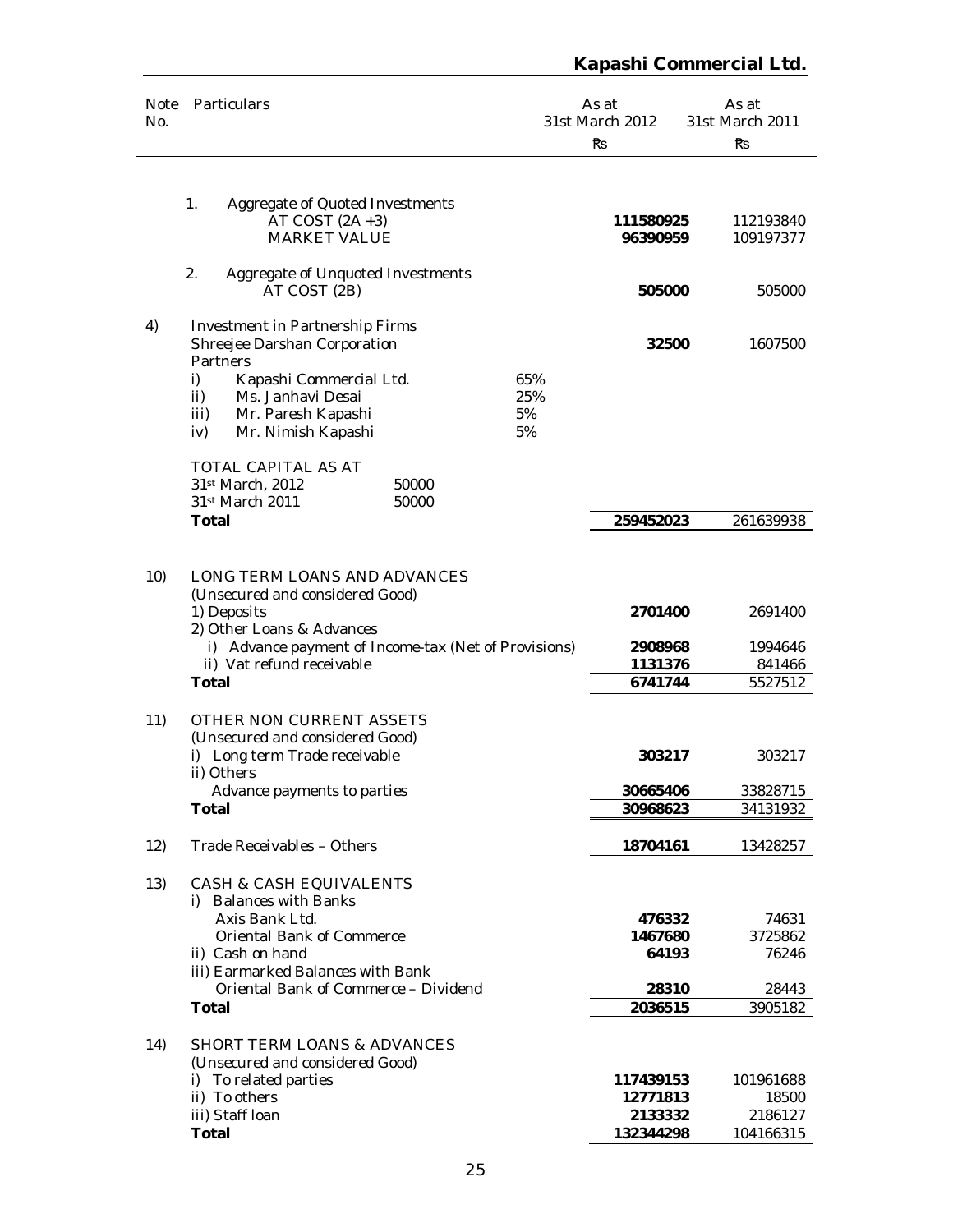| Note No. | Particulars | | As at 31st March 2012 ₹s | As at 31st March 2011 ₹s |
|---|---|---|---|---|
| | 1. Aggregate of Quoted Investments | | | |
| | AT COST (2A +3) | | **111580925** | 112193840 |
| | MARKET VALUE | | **96390959** | 109197377 |
| | 2. Aggregate of Unquoted Investments | | | |
| | AT COST (2B) | | **505000** | 505000 |
| 4) | Investment in Partnership Firms | | | |
| | Shreejee Darshan Corporation | | **32500** | 1607500 |
| | Partners | | | |
| | i) Kapashi Commercial Ltd. | 65% | | |
| | ii) Ms. Janhavi Desai | 25% | | |
| | iii) Mr. Paresh Kapashi | 5% | | |
| | iv) Mr. Nimish Kapashi | 5% | | |
| | TOTAL CAPITAL AS AT | | | |
| | 31st March, 2012 — 50000 | | | |
| | 31st March 2011 — 50000 | | | |
| | **Total** | | **259452023** | 261639938 |
| 10) | LONG TERM LOANS AND ADVANCES | | | |
| | (Unsecured and considered Good) | | | |
| | 1) Deposits | | **2701400** | 2691400 |
| | 2) Other Loans & Advances | | | |
| | i) Advance payment of Income-tax (Net of Provisions) | | **2908968** | 1994646 |
| | ii) Vat refund receivable | | **1131376** | 841466 |
| | **Total** | | **6741744** | 5527512 |
| 11) | OTHER NON CURRENT ASSETS | | | |
| | (Unsecured and considered Good) | | | |
| | i) Long term Trade receivable | | **303217** | 303217 |
| | ii) Others | | | |
| | Advance payments to parties | | **30665406** | 33828715 |
| | **Total** | | **30968623** | 34131932 |
| 12) | Trade Receivables – Others | | **18704161** | 13428257 |
| 13) | CASH & CASH EQUIVALENTS | | | |
| | i) Balances with Banks | | | |
| | Axis Bank Ltd. | | **476332** | 74631 |
| | Oriental Bank of Commerce | | **1467680** | 3725862 |
| | ii) Cash on hand | | **64193** | 76246 |
| | iii) Earmarked Balances with Bank | | | |
| | Oriental Bank of Commerce – Dividend | | **28310** | 28443 |
| | **Total** | | **2036515** | 3905182 |
| 14) | SHORT TERM LOANS & ADVANCES | | | |
| | (Unsecured and considered Good) | | | |
| | i) To related parties | | **117439153** | 101961688 |
| | ii) To others | | **12771813** | 18500 |
| | iii) Staff loan | | **2133332** | 2186127 |
| | **Total** | | **132344298** | 104166315 |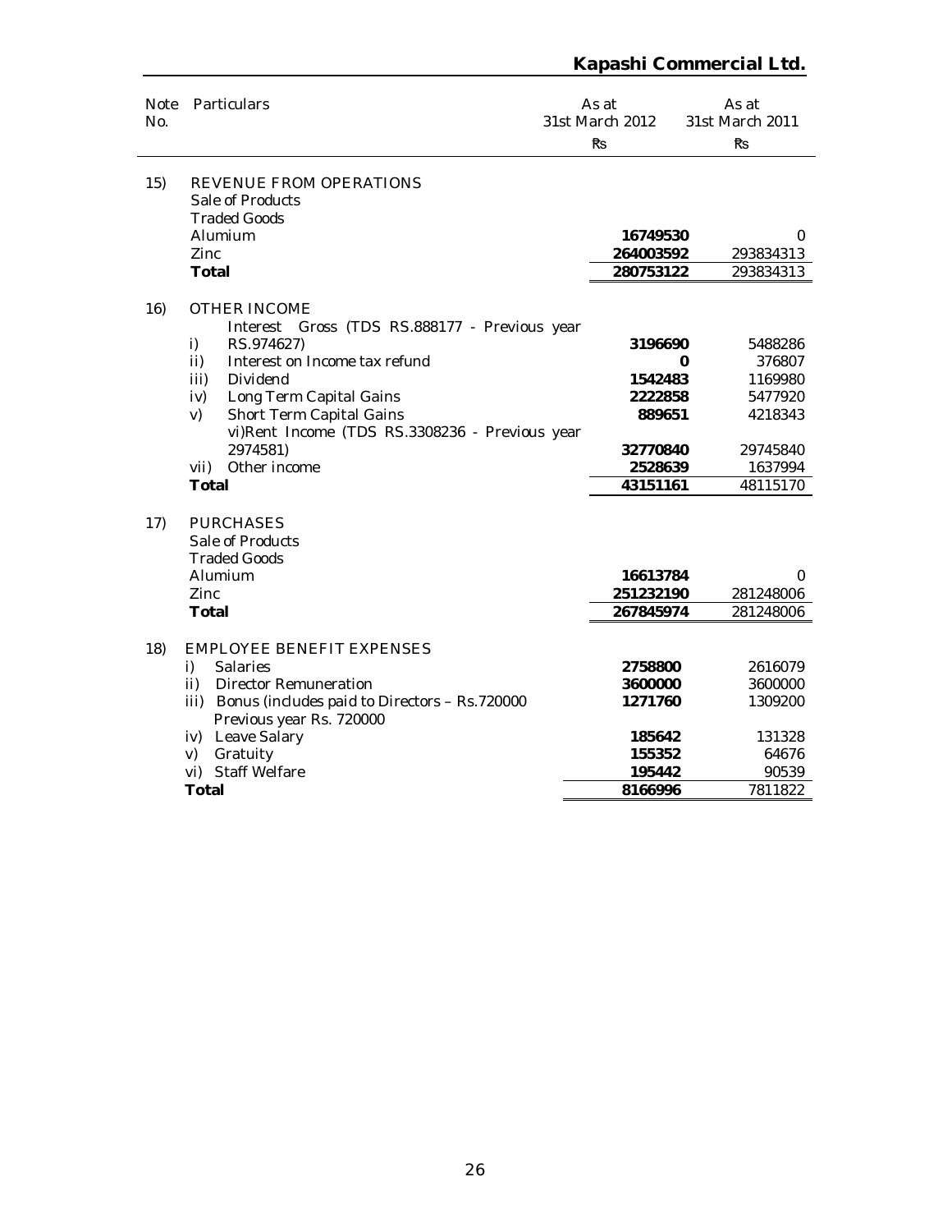| Note No. | Particulars | As at 31st March 2012 | As at 31st March 2011 |
|---|---|---|---|
| | | ₹s | ₹s |
| 15) | REVENUE FROM OPERATIONS | | |
| | Sale of Products | | |
| | Traded Goods | | |
| | Alumium | **16749530** | 0 |
| | Zinc | **264003592** | 293834313 |
| | **Total** | **280753122** | 293834313 |
| 16) | OTHER INCOME | | |
| | i) Interest Gross (TDS RS.888177 - Previous year RS.974627) | **3196690** | 5488286 |
| | ii) Interest on Income tax refund | **0** | 376807 |
| | iii) Dividend | **1542483** | 1169980 |
| | iv) Long Term Capital Gains | **2222858** | 5477920 |
| | v) Short Term Capital Gains | **889651** | 4218343 |
| | vi)Rent Income (TDS RS.3308236 - Previous year 2974581) | **32770840** | 29745840 |
| | vii) Other income | **2528639** | 1637994 |
| | **Total** | **43151161** | 48115170 |
| 17) | PURCHASES | | |
| | Sale of Products | | |
| | Traded Goods | | |
| | Alumium | **16613784** | 0 |
| | Zinc | **251232190** | 281248006 |
| | **Total** | **267845974** | 281248006 |
| 18) | EMPLOYEE BENEFIT EXPENSES | | |
| | i) Salaries | **2758800** | 2616079 |
| | ii) Director Remuneration | **3600000** | 3600000 |
| | iii) Bonus (includes paid to Directors – Rs.720000 Previous year Rs. 720000 | **1271760** | 1309200 |
| | iv) Leave Salary | **185642** | 131328 |
| | v) Gratuity | **155352** | 64676 |
| | vi) Staff Welfare | **195442** | 90539 |
| | **Total** | **8166996** | 7811822 |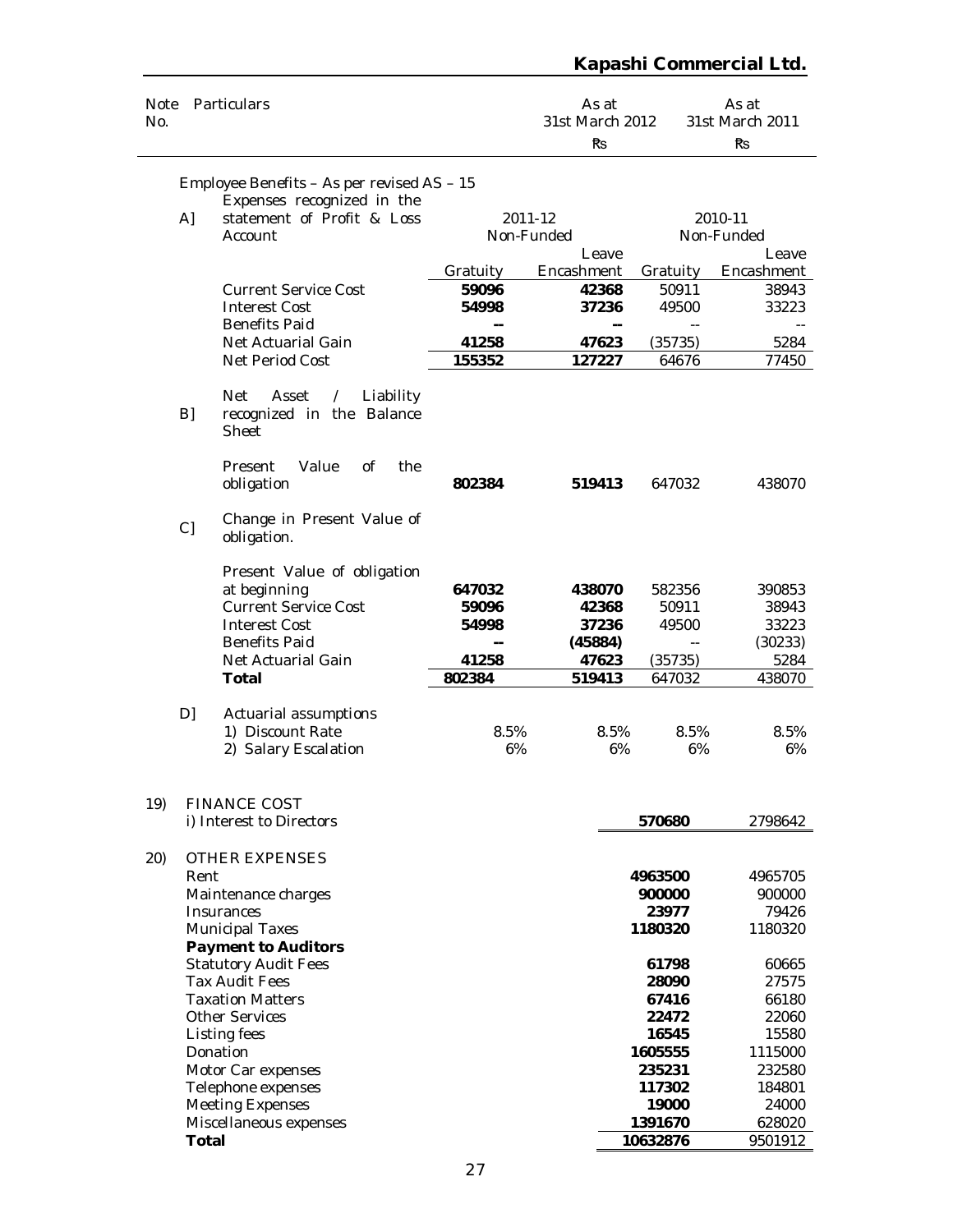| Note No. | Particulars | As at 31st March 2012 ₹s | As at 31st March 2011 ₹s |
|---|---|---|---|

Employee Benefits – As per revised AS – 15

| | | 2011-12 Non-Funded | | 2010-11 Non-Funded | |
|---|---|---|---|---|---|
| | | Gratuity | Leave Encashment | Gratuity | Leave Encashment |
| A] | Expenses recognized in the statement of Profit & Loss Account | | | | |
| | Current Service Cost | **59096** | **42368** | 50911 | 38943 |
| | Interest Cost | **54998** | **37236** | 49500 | 33223 |
| | Benefits Paid | **--** | **--** | -- | -- |
| | Net Actuarial Gain | **41258** | **47623** | (35735) | 5284 |
| | Net Period Cost | **155352** | **127227** | 64676 | 77450 |
| B] | Net Asset / Liability recognized in the Balance Sheet | | | | |
| | Present Value of the obligation | **802384** | **519413** | 647032 | 438070 |
| C] | Change in Present Value of obligation. | | | | |
| | Present Value of obligation at beginning | **647032** | **438070** | 582356 | 390853 |
| | Current Service Cost | **59096** | **42368** | 50911 | 38943 |
| | Interest Cost | **54998** | **37236** | 49500 | 33223 |
| | Benefits Paid | **--** | **(45884)** | -- | (30233) |
| | Net Actuarial Gain | **41258** | **47623** | (35735) | 5284 |
| | **Total** | **802384** | **519413** | 647032 | 438070 |
| D] | Actuarial assumptions | | | | |
| | 1) Discount Rate | 8.5% | 8.5% | 8.5% | 8.5% |
| | 2) Salary Escalation | 6% | 6% | 6% | 6% |

| Note No. | Particulars | As at 31st March 2012 ₹s | As at 31st March 2011 ₹s |
|---|---|---|---|
| 19) | FINANCE COST | | |
| | i) Interest to Directors | **570680** | 2798642 |
| 20) | OTHER EXPENSES | | |
| | Rent | **4963500** | 4965705 |
| | Maintenance charges | **900000** | 900000 |
| | Insurances | **23977** | 79426 |
| | Municipal Taxes | **1180320** | 1180320 |
| | **Payment to Auditors** | | |
| | Statutory Audit Fees | **61798** | 60665 |
| | Tax Audit Fees | **28090** | 27575 |
| | Taxation Matters | **67416** | 66180 |
| | Other Services | **22472** | 22060 |
| | Listing fees | **16545** | 15580 |
| | Donation | **1605555** | 1115000 |
| | Motor Car expenses | **235231** | 232580 |
| | Telephone expenses | **117302** | 184801 |
| | Meeting Expenses | **19000** | 24000 |
| | Miscellaneous expenses | **1391670** | 628020 |
| | **Total** | **10632876** | 9501912 |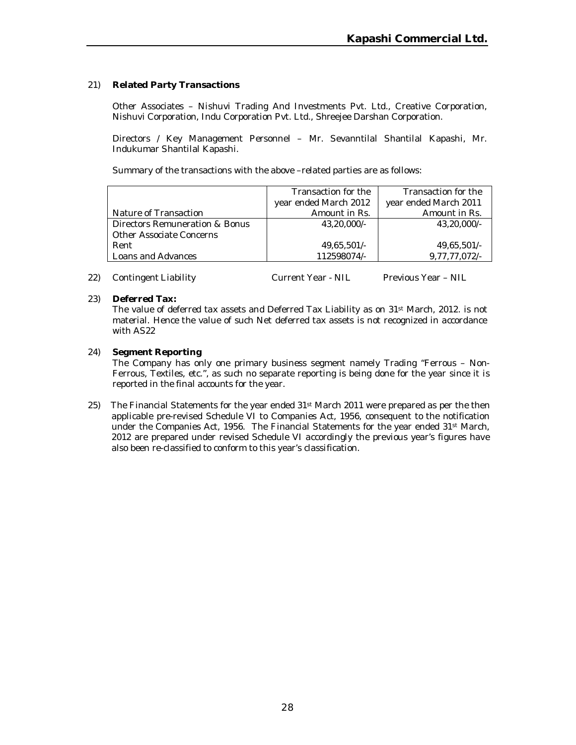21) **Related Party Transactions**

Other Associates – Nishuvi Trading And Investments Pvt. Ltd., Creative Corporation, Nishuvi Corporation, Indu Corporation Pvt. Ltd., Shreejee Darshan Corporation.

Directors / Key Management Personnel – Mr. Sevanntilal Shantilal Kapashi, Mr. Indukumar Shantilal Kapashi.

Summary of the transactions with the above –related parties are as follows:

| Nature of Transaction | Transaction for the year ended March 2012 Amount in Rs. | Transaction for the year ended March 2011 Amount in Rs. |
|---|---|---|
| Directors Remuneration & Bonus | 43,20,000/- | 43,20,000/- |
| Other Associate Concerns | | |
| Rent | 49,65,501/- | 49,65,501/- |
| Loans and Advances | 112598074/- | 9,77,77,072/- |

22) Contingent Liability Current Year - NIL Previous Year – NIL

23) **Deferred Tax:**
The value of deferred tax assets and Deferred Tax Liability as on 31st March, 2012. is not material. Hence the value of such Net deferred tax assets is not recognized in accordance with AS22

24) **Segment Reporting**
The Company has only one primary business segment namely Trading "Ferrous – Non-Ferrous, Textiles, etc.", as such no separate reporting is being done for the year since it is reported in the final accounts for the year.

25) The Financial Statements for the year ended 31st March 2011 were prepared as per the then applicable pre-revised Schedule VI to Companies Act, 1956, consequent to the notification under the Companies Act, 1956. The Financial Statements for the year ended 31st March, 2012 are prepared under revised Schedule VI accordingly the previous year's figures have also been re-classified to conform to this year's classification.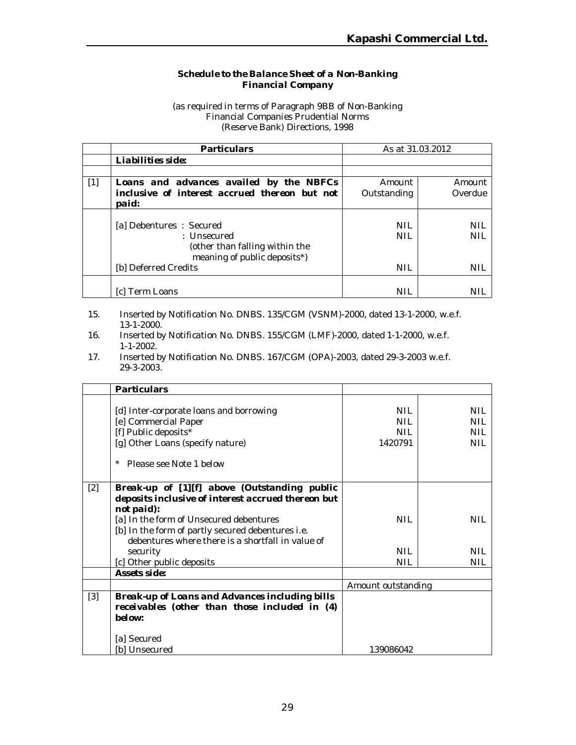**Schedule to the Balance Sheet of a Non-Banking Financial Company**

(as required in terms of Paragraph 9BB of Non-Banking Financial Companies Prudential Norms (Reserve Bank) Directions, 1998

| | **Particulars** | As at 31.03.2012 | |
|---|---|---|---|
| | ***Liabilities side:*** | | |
| | | | |
| [1] | ***Loans and advances availed by the NBFCs inclusive of interest accrued thereon but not paid:*** | Amount Outstanding | Amount Overdue |
| | [a] Debentures : Secured | NIL | NIL |
| | : Unsecured (other than falling within the meaning of public deposits*) | NIL | NIL |
| | [b] Deferred Credits | NIL | NIL |
| | [c] Term Loans | NIL | NIL |

15. Inserted by Notification No. DNBS. 135/CGM (VSNM)-2000, dated 13-1-2000, w.e.f. 13-1-2000.
16. Inserted by Notification No. DNBS. 155/CGM (LMF)-2000, dated 1-1-2000, w.e.f. 1-1-2002.
17. Inserted by Notification No. DNBS. 167/CGM (OPA)-2003, dated 29-3-2003 w.e.f. 29-3-2003.

| | **Particulars** | | |
|---|---|---|---|
| | [d] Inter-corporate loans and borrowing | NIL | NIL |
| | [e] Commercial Paper | NIL | NIL |
| | [f] Public deposits* | NIL | NIL |
| | [g] Other Loans (specify nature) | 1420791 | NIL |
| | * Please see Note 1 below | | |
| [2] | ***Break-up of [1][f] above (Outstanding public deposits inclusive of interest accrued thereon but not paid):*** | | |
| | [a] In the form of Unsecured debentures | NIL | NIL |
| | [b] In the form of partly secured debentures i.e. debentures where there is a shortfall in value of security | NIL | NIL |
| | [c] Other public deposits | NIL | NIL |
| | ***Assets side:*** | | |
| | | Amount outstanding | |
| [3] | ***Break-up of Loans and Advances including bills receivables (other than those included in (4) below:*** | | |
| | [a] Secured | | |
| | [b] Unsecured | 139086042 | |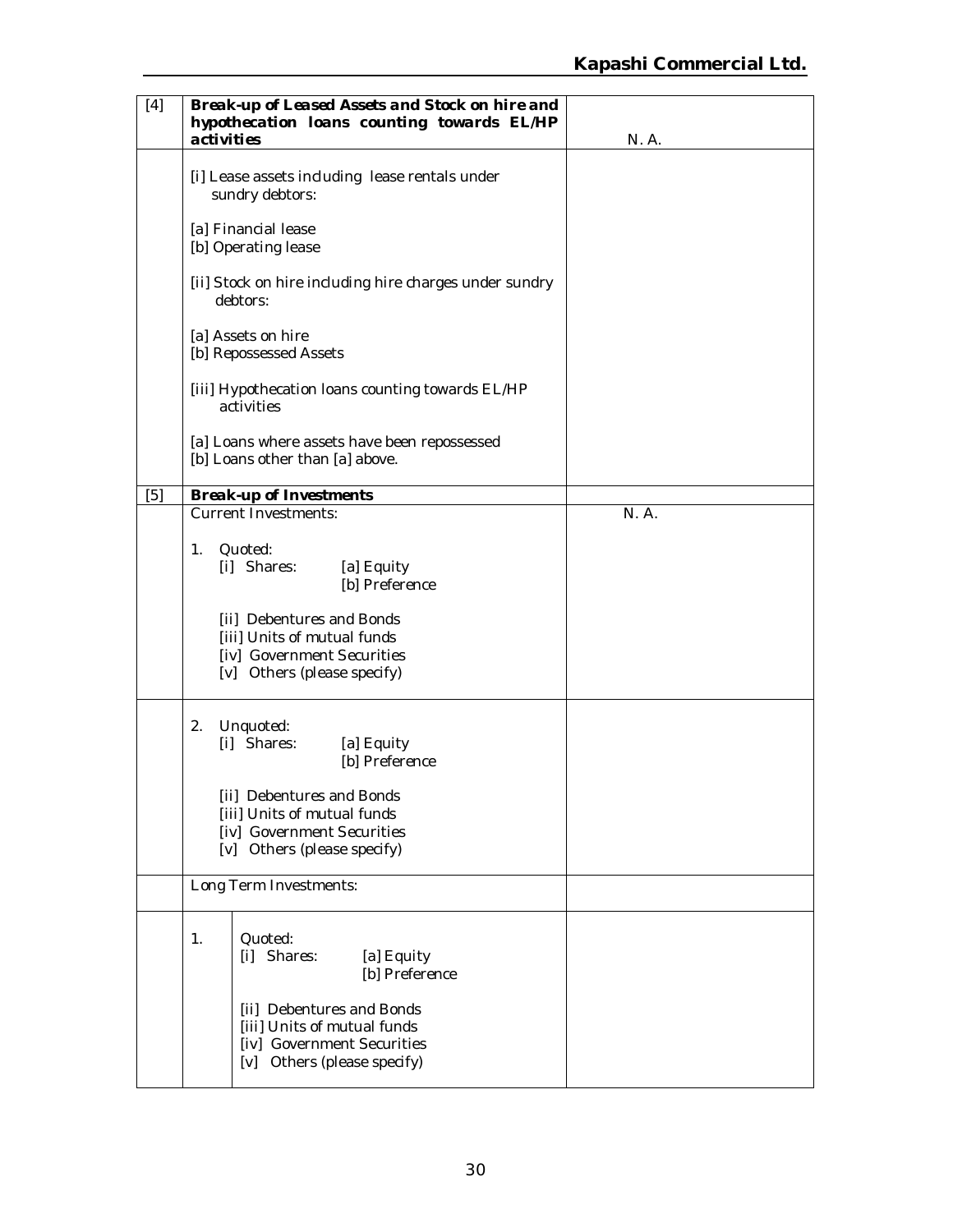| | | |
|---|---|---|
| [4] | ***Break-up of Leased Assets and Stock on hire and hypothecation loans counting towards EL/HP activities*** | N. A. |
| | [i] Lease assets including lease rentals under sundry debtors:<br><br>[a] Financial lease<br>[b] Operating lease<br><br>[ii] Stock on hire including hire charges under sundry debtors:<br><br>[a] Assets on hire<br>[b] Repossessed Assets<br><br>[iii] Hypothecation loans counting towards EL/HP activities<br><br>[a] Loans where assets have been repossessed<br>[b] Loans other than [a] above. | |
| [5] | ***Break-up of Investments*** | |
| | Current Investments:<br><br>1. Quoted:<br>[i] Shares: [a] Equity<br>[b] Preference<br><br>[ii] Debentures and Bonds<br>[iii] Units of mutual funds<br>[iv] Government Securities<br>[v] Others (please specify) | N. A. |
| | 2. Unquoted:<br>[i] Shares: [a] Equity<br>[b] Preference<br><br>[ii] Debentures and Bonds<br>[iii] Units of mutual funds<br>[iv] Government Securities<br>[v] Others (please specify) | |
| | Long Term Investments: | |
| | 1. Quoted:<br>[i] Shares: [a] Equity<br>[b] Preference<br><br>[ii] Debentures and Bonds<br>[iii] Units of mutual funds<br>[iv] Government Securities<br>[v] Others (please specify) | |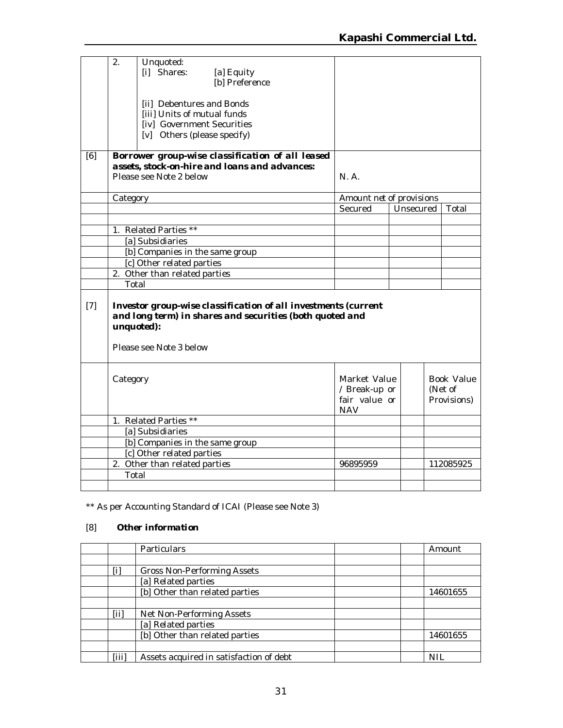| | | | | | |
|---|---|---|---|---|---|
| | 2. | Unquoted:<br>[i] Shares: [a] Equity<br>[b] Preference<br><br>[ii] Debentures and Bonds<br>[iii] Units of mutual funds<br>[iv] Government Securities<br>[v] Others (please specify) | | | |
| [6] | ***Borrower group-wise classification of all leased assets, stock-on-hire and loans and advances:***<br>Please see Note 2 below | | N. A. | | |
| | Category | | Amount net of provisions | | |
| | | | Secured | Unsecured | Total |
| | | | | | |
| | 1. Related Parties ** | | | | |
| | [a] Subsidiaries | | | | |
| | [b] Companies in the same group | | | | |
| | [c] Other related parties | | | | |
| | 2. Other than related parties | | | | |
| | Total | | | | |

| | | | | |
|---|---|---|---|---|
| [7] | ***Investor group-wise classification of all investments (current and long term) in shares and securities (both quoted and unquoted):***<br><br>Please see Note 3 below | | | |
| | Category | Market Value / Break-up or fair value or NAV | | Book Value (Net of Provisions) |
| | 1. Related Parties ** | | | |
| | [a] Subsidiaries | | | |
| | [b] Companies in the same group | | | |
| | [c] Other related parties | | | |
| | 2. Other than related parties | 96895959 | | 112085925 |
| | Total | | | |
| | | | | |

** As per Accounting Standard of ICAI (Please see Note 3)

[8] ***Other information***

| | | Particulars | | | Amount |
|---|---|---|---|---|---|
| | | | | | |
| | [i] | Gross Non-Performing Assets | | | |
| | | [a] Related parties | | | |
| | | [b] Other than related parties | | | 14601655 |
| | | | | | |
| | [ii] | Net Non-Performing Assets | | | |
| | | [a] Related parties | | | |
| | | [b] Other than related parties | | | 14601655 |
| | | | | | |
| | [iii] | Assets acquired in satisfaction of debt | | | NIL |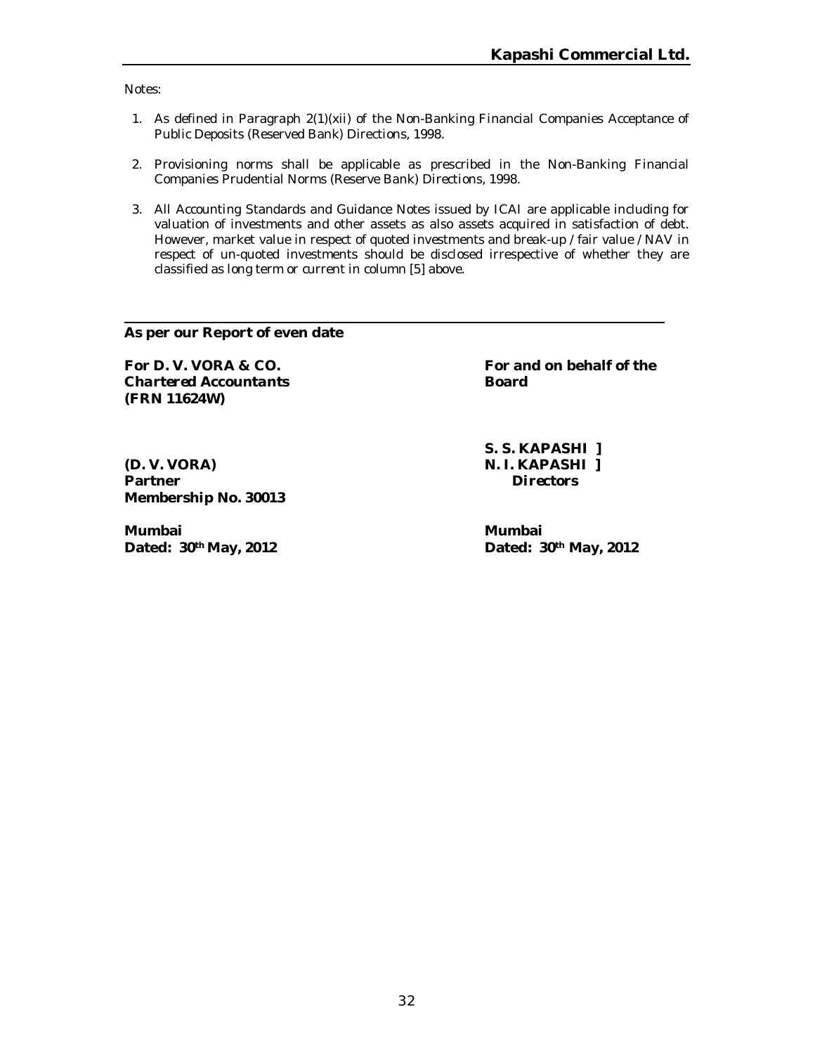Notes:

1. As defined in Paragraph 2(1)(xii) of the Non-Banking Financial Companies Acceptance of Public Deposits (Reserved Bank) Directions, 1998.

2. Provisioning norms shall be applicable as prescribed in the Non-Banking Financial Companies Prudential Norms (Reserve Bank) Directions, 1998.

3. All Accounting Standards and Guidance Notes issued by ICAI are applicable including for valuation of investments and other assets as also assets acquired in satisfaction of debt. However, market value in respect of quoted investments and break-up / fair value / NAV in respect of un-quoted investments should be disclosed irrespective of whether they are classified as long term or current in column [5] above.

---

**As per our Report of even date**

**For D. V. VORA & CO.**
***Chartered Accountants***
**(FRN 11624W)**

**(D. V. VORA)**
**Partner**
**Membership No. 30013**

**Mumbai**
**Dated: 30th May, 2012**

**For and on behalf of the Board**

**S. S. KAPASHI ]**
**N. I. KAPASHI ]**
***Directors***

**Mumbai**
**Dated: 30th May, 2012**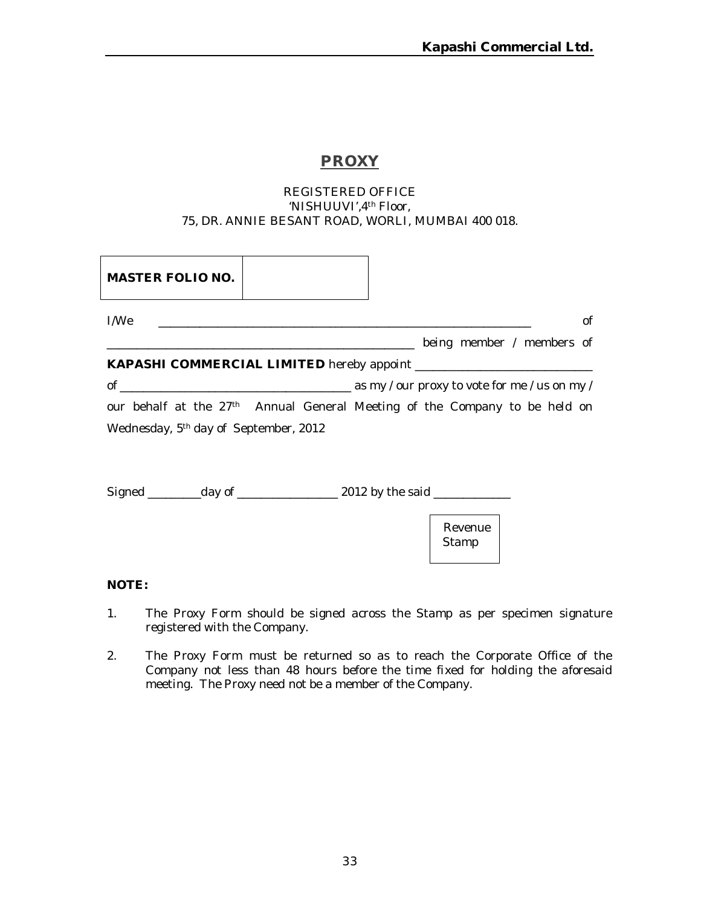# PROXY

REGISTERED OFFICE
'NISHUUVI',4th Floor,
75, DR. ANNIE BESANT ROAD, WORLI, MUMBAI 400 018.

| MASTER FOLIO NO. | |
|---|---|

I/We ____________________________________________________________ of ____________________________________________________ being member / members of **KAPASHI COMMERCIAL LIMITED** hereby appoint ______________________________ of ________________________________________ as my / our proxy to vote for me / us on my / our behalf at the 27th Annual General Meeting of the Company to be held on Wednesday, 5th day of September, 2012

Signed _________day of _________________ 2012 by the said _____________

| Revenue Stamp |
|---|

**NOTE:**

1. The Proxy Form should be signed across the Stamp as per specimen signature registered with the Company.

2. The Proxy Form must be returned so as to reach the Corporate Office of the Company not less than 48 hours before the time fixed for holding the aforesaid meeting. The Proxy need not be a member of the Company.